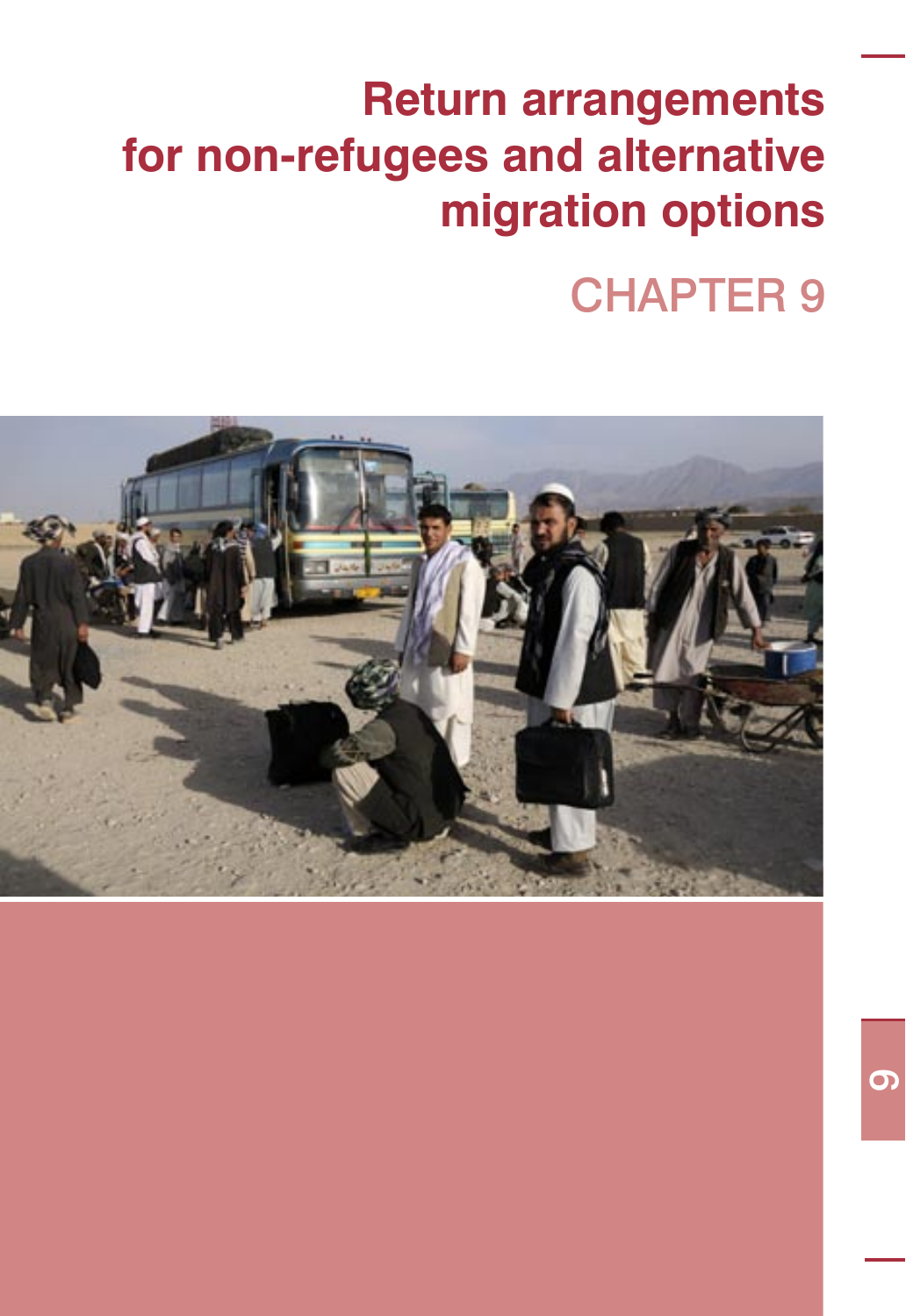# Return arrangements for non-refugees and alternative migration options

## CHAPTER 9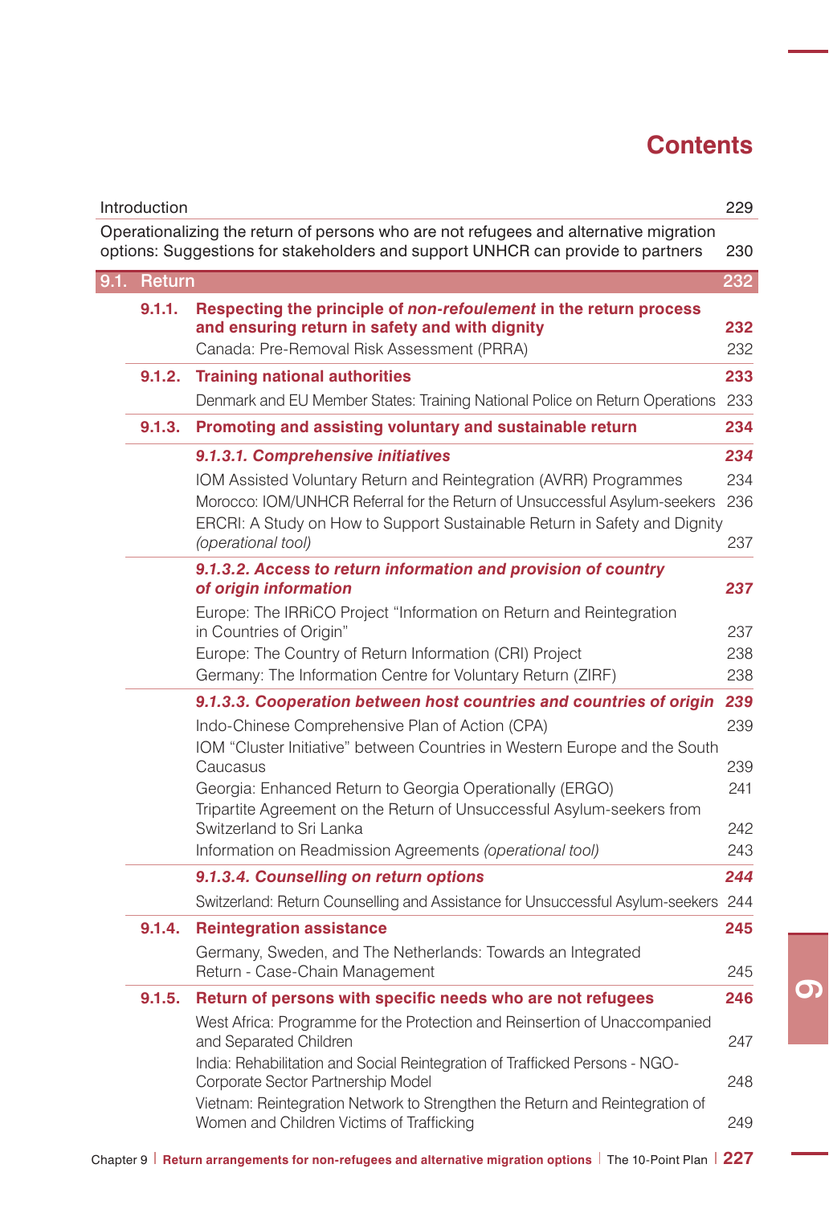# Contents

| | | |
|---|---|---|
| Introduction | | 229 |
| Operationalizing the return of persons who are not refugees and alternative migration options: Suggestions for stakeholders and support UNHCR can provide to partners | | 230 |
| **9.1.** | **Return** | **232** |
| **9.1.1.** | **Respecting the principle of *non-refoulement* in the return process and ensuring return in safety and with dignity** | **232** |
| | Canada: Pre-Removal Risk Assessment (PRRA) | 232 |
| **9.1.2.** | **Training national authorities** | **233** |
| | Denmark and EU Member States: Training National Police on Return Operations | 233 |
| **9.1.3.** | **Promoting and assisting voluntary and sustainable return** | **234** |
| | ***9.1.3.1. Comprehensive initiatives*** | ***234*** |
| | IOM Assisted Voluntary Return and Reintegration (AVRR) Programmes | 234 |
| | Morocco: IOM/UNHCR Referral for the Return of Unsuccessful Asylum-seekers | 236 |
| | ERCRI: A Study on How to Support Sustainable Return in Safety and Dignity *(operational tool)* | 237 |
| | ***9.1.3.2. Access to return information and provision of country of origin information*** | ***237*** |
| | Europe: The IRRiCO Project "Information on Return and Reintegration in Countries of Origin" | 237 |
| | Europe: The Country of Return Information (CRI) Project | 238 |
| | Germany: The Information Centre for Voluntary Return (ZIRF) | 238 |
| | ***9.1.3.3. Cooperation between host countries and countries of origin*** | ***239*** |
| | Indo-Chinese Comprehensive Plan of Action (CPA) | 239 |
| | IOM "Cluster Initiative" between Countries in Western Europe and the South Caucasus | 239 |
| | Georgia: Enhanced Return to Georgia Operationally (ERGO) | 241 |
| | Tripartite Agreement on the Return of Unsuccessful Asylum-seekers from Switzerland to Sri Lanka | 242 |
| | Information on Readmission Agreements *(operational tool)* | 243 |
| | ***9.1.3.4. Counselling on return options*** | ***244*** |
| | Switzerland: Return Counselling and Assistance for Unsuccessful Asylum-seekers | 244 |
| **9.1.4.** | **Reintegration assistance** | **245** |
| | Germany, Sweden, and The Netherlands: Towards an Integrated Return - Case-Chain Management | 245 |
| **9.1.5.** | **Return of persons with specific needs who are not refugees** | **246** |
| | West Africa: Programme for the Protection and Reinsertion of Unaccompanied and Separated Children | 247 |
| | India: Rehabilitation and Social Reintegration of Trafficked Persons - NGO-Corporate Sector Partnership Model | 248 |
| | Vietnam: Reintegration Network to Strengthen the Return and Reintegration of Women and Children Victims of Trafficking | 249 |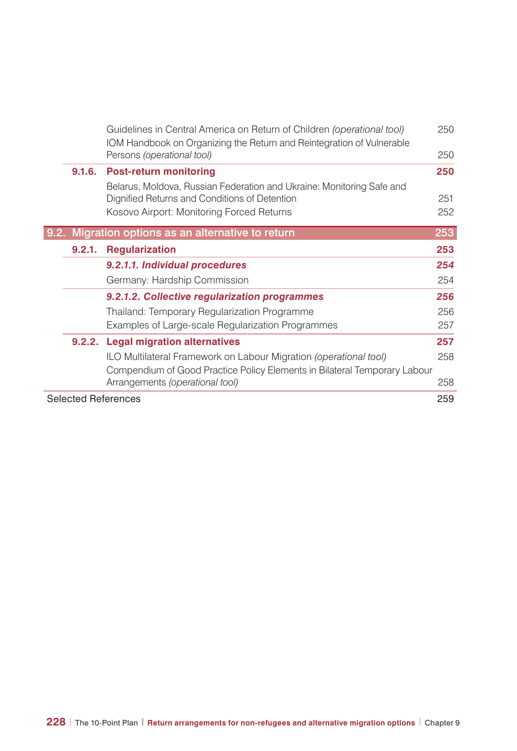| | | |
|---|---|---|
| | Guidelines in Central America on Return of Children *(operational tool)* | 250 |
| | IOM Handbook on Organizing the Return and Reintegration of Vulnerable Persons *(operational tool)* | 250 |
| **9.1.6.** | **Post-return monitoring** | **250** |
| | Belarus, Moldova, Russian Federation and Ukraine: Monitoring Safe and Dignified Returns and Conditions of Detention | 251 |
| | Kosovo Airport: Monitoring Forced Returns | 252 |
| **9.2.** | **Migration options as an alternative to return** | **253** |
| **9.2.1.** | **Regularization** | **253** |
| | ***9.2.1.1. Individual procedures*** | ***254*** |
| | Germany: Hardship Commission | 254 |
| | ***9.2.1.2. Collective regularization programmes*** | ***256*** |
| | Thailand: Temporary Regularization Programme | 256 |
| | Examples of Large-scale Regularization Programmes | 257 |
| **9.2.2.** | **Legal migration alternatives** | **257** |
| | ILO Multilateral Framework on Labour Migration *(operational tool)* | 258 |
| | Compendium of Good Practice Policy Elements in Bilateral Temporary Labour Arrangements *(operational tool)* | 258 |
| Selected References | | 259 |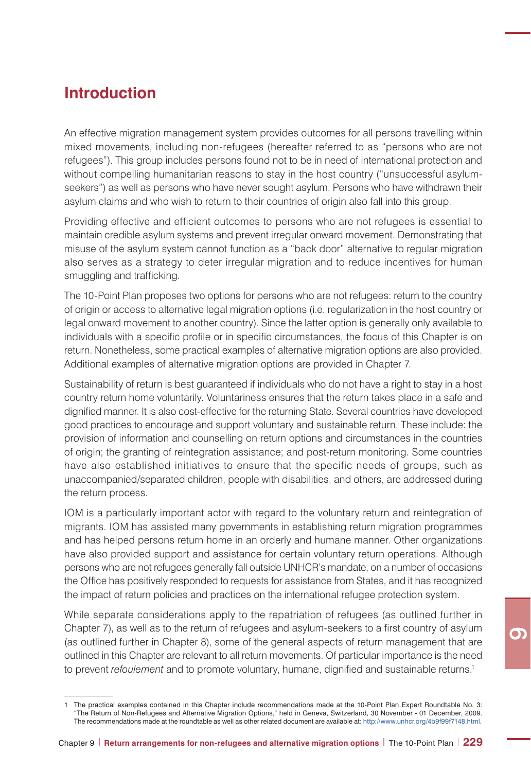## Introduction

An effective migration management system provides outcomes for all persons travelling within mixed movements, including non-refugees (hereafter referred to as "persons who are not refugees"). This group includes persons found not to be in need of international protection and without compelling humanitarian reasons to stay in the host country ("unsuccessful asylum-seekers") as well as persons who have never sought asylum. Persons who have withdrawn their asylum claims and who wish to return to their countries of origin also fall into this group.

Providing effective and efficient outcomes to persons who are not refugees is essential to maintain credible asylum systems and prevent irregular onward movement. Demonstrating that misuse of the asylum system cannot function as a "back door" alternative to regular migration also serves as a strategy to deter irregular migration and to reduce incentives for human smuggling and trafficking.

The 10-Point Plan proposes two options for persons who are not refugees: return to the country of origin or access to alternative legal migration options (i.e. regularization in the host country or legal onward movement to another country). Since the latter option is generally only available to individuals with a specific profile or in specific circumstances, the focus of this Chapter is on return. Nonetheless, some practical examples of alternative migration options are also provided. Additional examples of alternative migration options are provided in Chapter 7.

Sustainability of return is best guaranteed if individuals who do not have a right to stay in a host country return home voluntarily. Voluntariness ensures that the return takes place in a safe and dignified manner. It is also cost-effective for the returning State. Several countries have developed good practices to encourage and support voluntary and sustainable return. These include: the provision of information and counselling on return options and circumstances in the countries of origin; the granting of reintegration assistance; and post-return monitoring. Some countries have also established initiatives to ensure that the specific needs of groups, such as unaccompanied/separated children, people with disabilities, and others, are addressed during the return process.

IOM is a particularly important actor with regard to the voluntary return and reintegration of migrants. IOM has assisted many governments in establishing return migration programmes and has helped persons return home in an orderly and humane manner. Other organizations have also provided support and assistance for certain voluntary return operations. Although persons who are not refugees generally fall outside UNHCR's mandate, on a number of occasions the Office has positively responded to requests for assistance from States, and it has recognized the impact of return policies and practices on the international refugee protection system.

While separate considerations apply to the repatriation of refugees (as outlined further in Chapter 7), as well as to the return of refugees and asylum-seekers to a first country of asylum (as outlined further in Chapter 8), some of the general aspects of return management that are outlined in this Chapter are relevant to all return movements. Of particular importance is the need to prevent *refoulement* and to promote voluntary, humane, dignified and sustainable returns.[1]

---

1 The practical examples contained in this Chapter include recommendations made at the 10-Point Plan Expert Roundtable No. 3: "The Return of Non-Refugees and Alternative Migration Options," held in Geneva, Switzerland, 30 November - 01 December, 2009. The recommendations made at the roundtable as well as other related document are available at: http://www.unhcr.org/4b9f99f7148.html.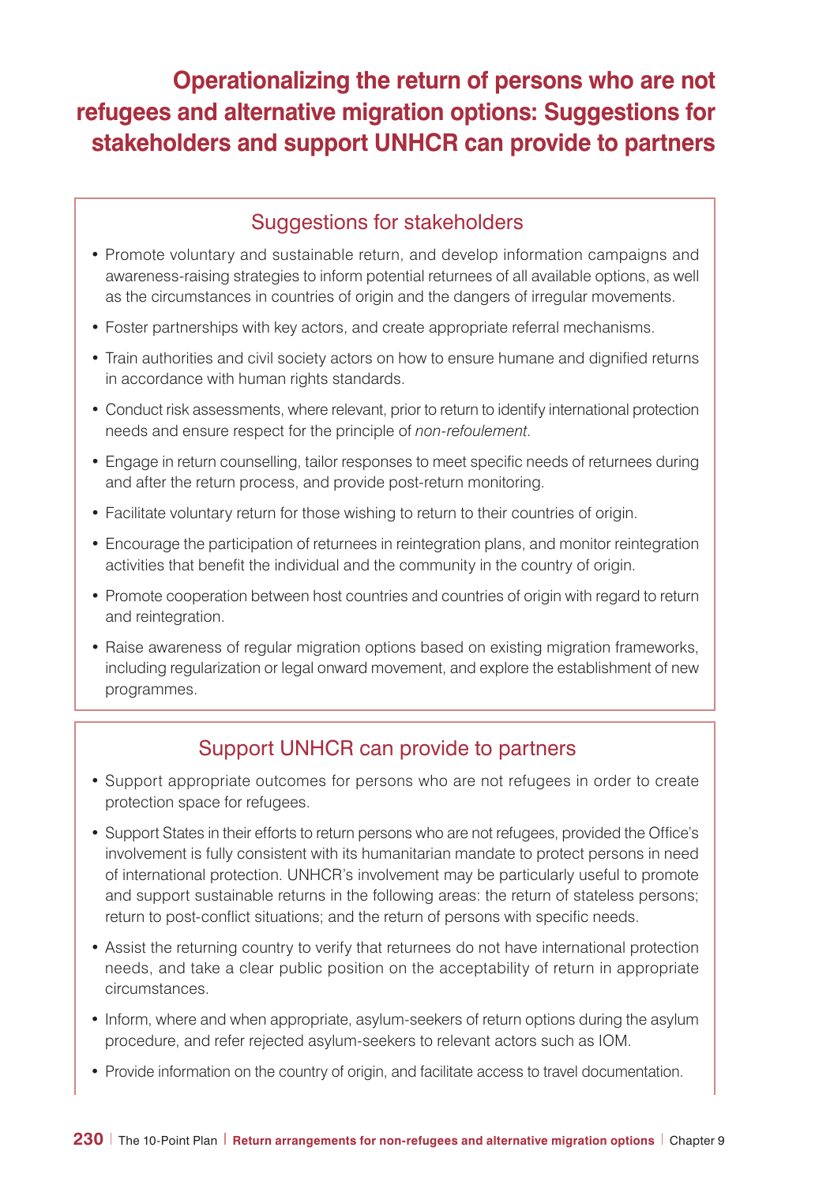# Operationalizing the return of persons who are not refugees and alternative migration options: Suggestions for stakeholders and support UNHCR can provide to partners

## Suggestions for stakeholders

- Promote voluntary and sustainable return, and develop information campaigns and awareness-raising strategies to inform potential returnees of all available options, as well as the circumstances in countries of origin and the dangers of irregular movements.
- Foster partnerships with key actors, and create appropriate referral mechanisms.
- Train authorities and civil society actors on how to ensure humane and dignified returns in accordance with human rights standards.
- Conduct risk assessments, where relevant, prior to return to identify international protection needs and ensure respect for the principle of *non-refoulement*.
- Engage in return counselling, tailor responses to meet specific needs of returnees during and after the return process, and provide post-return monitoring.
- Facilitate voluntary return for those wishing to return to their countries of origin.
- Encourage the participation of returnees in reintegration plans, and monitor reintegration activities that benefit the individual and the community in the country of origin.
- Promote cooperation between host countries and countries of origin with regard to return and reintegration.
- Raise awareness of regular migration options based on existing migration frameworks, including regularization or legal onward movement, and explore the establishment of new programmes.

## Support UNHCR can provide to partners

- Support appropriate outcomes for persons who are not refugees in order to create protection space for refugees.
- Support States in their efforts to return persons who are not refugees, provided the Office's involvement is fully consistent with its humanitarian mandate to protect persons in need of international protection. UNHCR's involvement may be particularly useful to promote and support sustainable returns in the following areas: the return of stateless persons; return to post-conflict situations; and the return of persons with specific needs.
- Assist the returning country to verify that returnees do not have international protection needs, and take a clear public position on the acceptability of return in appropriate circumstances.
- Inform, where and when appropriate, asylum-seekers of return options during the asylum procedure, and refer rejected asylum-seekers to relevant actors such as IOM.
- Provide information on the country of origin, and facilitate access to travel documentation.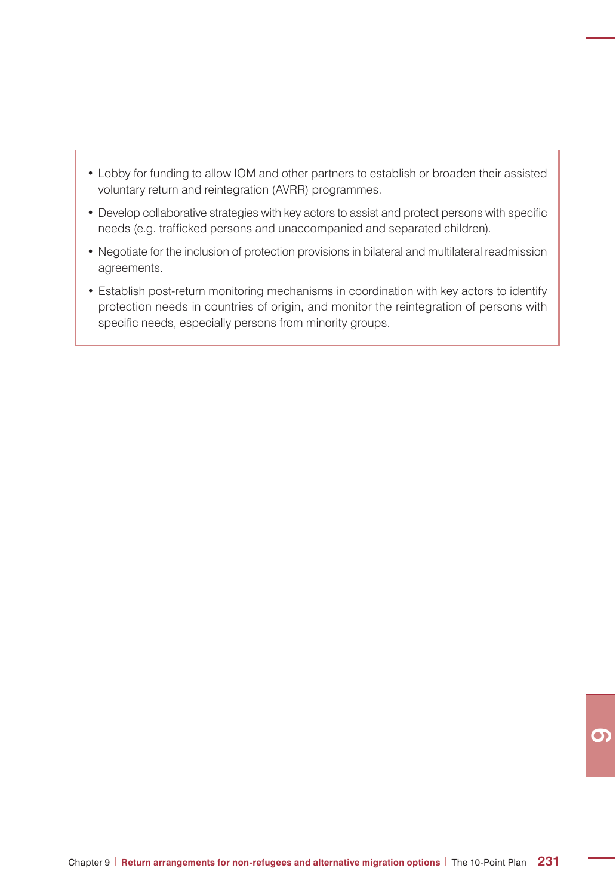- Lobby for funding to allow IOM and other partners to establish or broaden their assisted voluntary return and reintegration (AVRR) programmes.
- Develop collaborative strategies with key actors to assist and protect persons with specific needs (e.g. trafficked persons and unaccompanied and separated children).
- Negotiate for the inclusion of protection provisions in bilateral and multilateral readmission agreements.
- Establish post-return monitoring mechanisms in coordination with key actors to identify protection needs in countries of origin, and monitor the reintegration of persons with specific needs, especially persons from minority groups.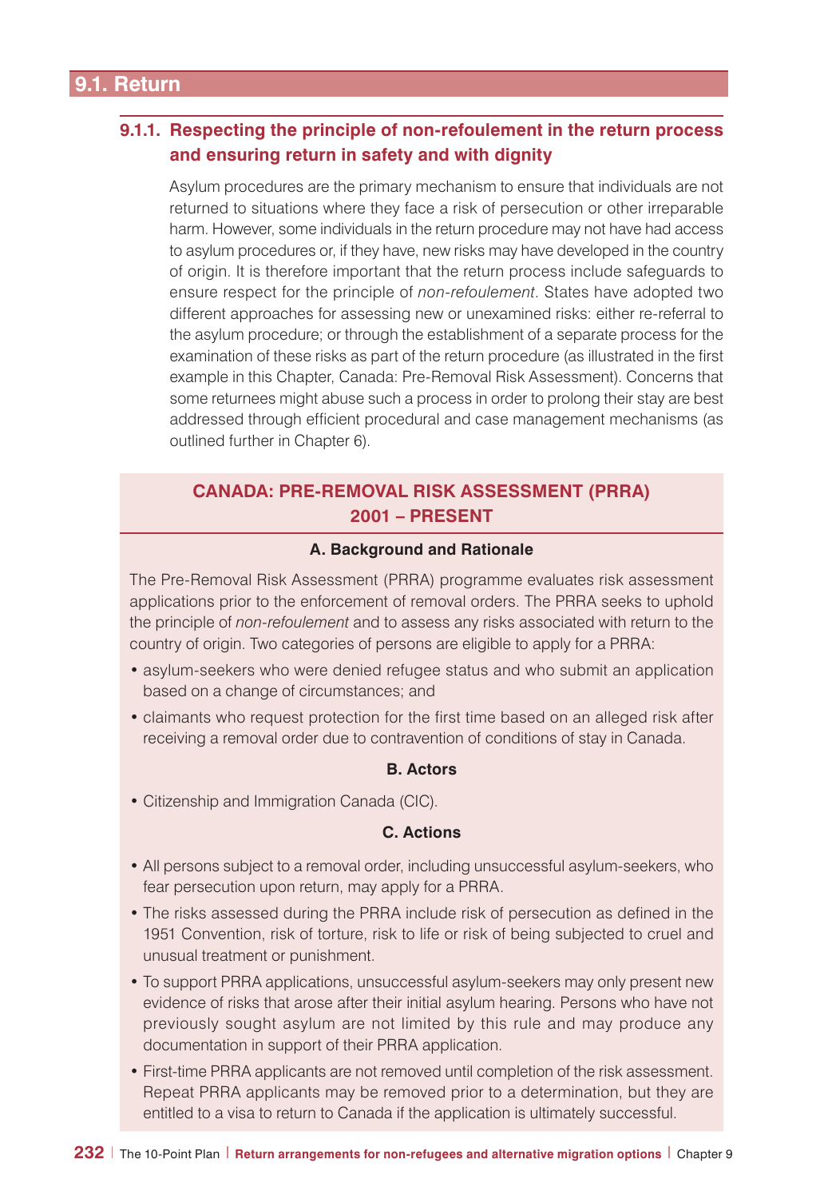## 9.1. Return

### 9.1.1. Respecting the principle of non-refoulement in the return process and ensuring return in safety and with dignity

Asylum procedures are the primary mechanism to ensure that individuals are not returned to situations where they face a risk of persecution or other irreparable harm. However, some individuals in the return procedure may not have had access to asylum procedures or, if they have, new risks may have developed in the country of origin. It is therefore important that the return process include safeguards to ensure respect for the principle of *non-refoulement*. States have adopted two different approaches for assessing new or unexamined risks: either re-referral to the asylum procedure; or through the establishment of a separate process for the examination of these risks as part of the return procedure (as illustrated in the first example in this Chapter, Canada: Pre-Removal Risk Assessment). Concerns that some returnees might abuse such a process in order to prolong their stay are best addressed through efficient procedural and case management mechanisms (as outlined further in Chapter 6).

#### CANADA: PRE-REMOVAL RISK ASSESSMENT (PRRA) 2001 – PRESENT

**A. Background and Rationale**

The Pre-Removal Risk Assessment (PRRA) programme evaluates risk assessment applications prior to the enforcement of removal orders. The PRRA seeks to uphold the principle of *non-refoulement* and to assess any risks associated with return to the country of origin. Two categories of persons are eligible to apply for a PRRA:

- asylum-seekers who were denied refugee status and who submit an application based on a change of circumstances; and
- claimants who request protection for the first time based on an alleged risk after receiving a removal order due to contravention of conditions of stay in Canada.

**B. Actors**

- Citizenship and Immigration Canada (CIC).

**C. Actions**

- All persons subject to a removal order, including unsuccessful asylum-seekers, who fear persecution upon return, may apply for a PRRA.
- The risks assessed during the PRRA include risk of persecution as defined in the 1951 Convention, risk of torture, risk to life or risk of being subjected to cruel and unusual treatment or punishment.
- To support PRRA applications, unsuccessful asylum-seekers may only present new evidence of risks that arose after their initial asylum hearing. Persons who have not previously sought asylum are not limited by this rule and may produce any documentation in support of their PRRA application.
- First-time PRRA applicants are not removed until completion of the risk assessment. Repeat PRRA applicants may be removed prior to a determination, but they are entitled to a visa to return to Canada if the application is ultimately successful.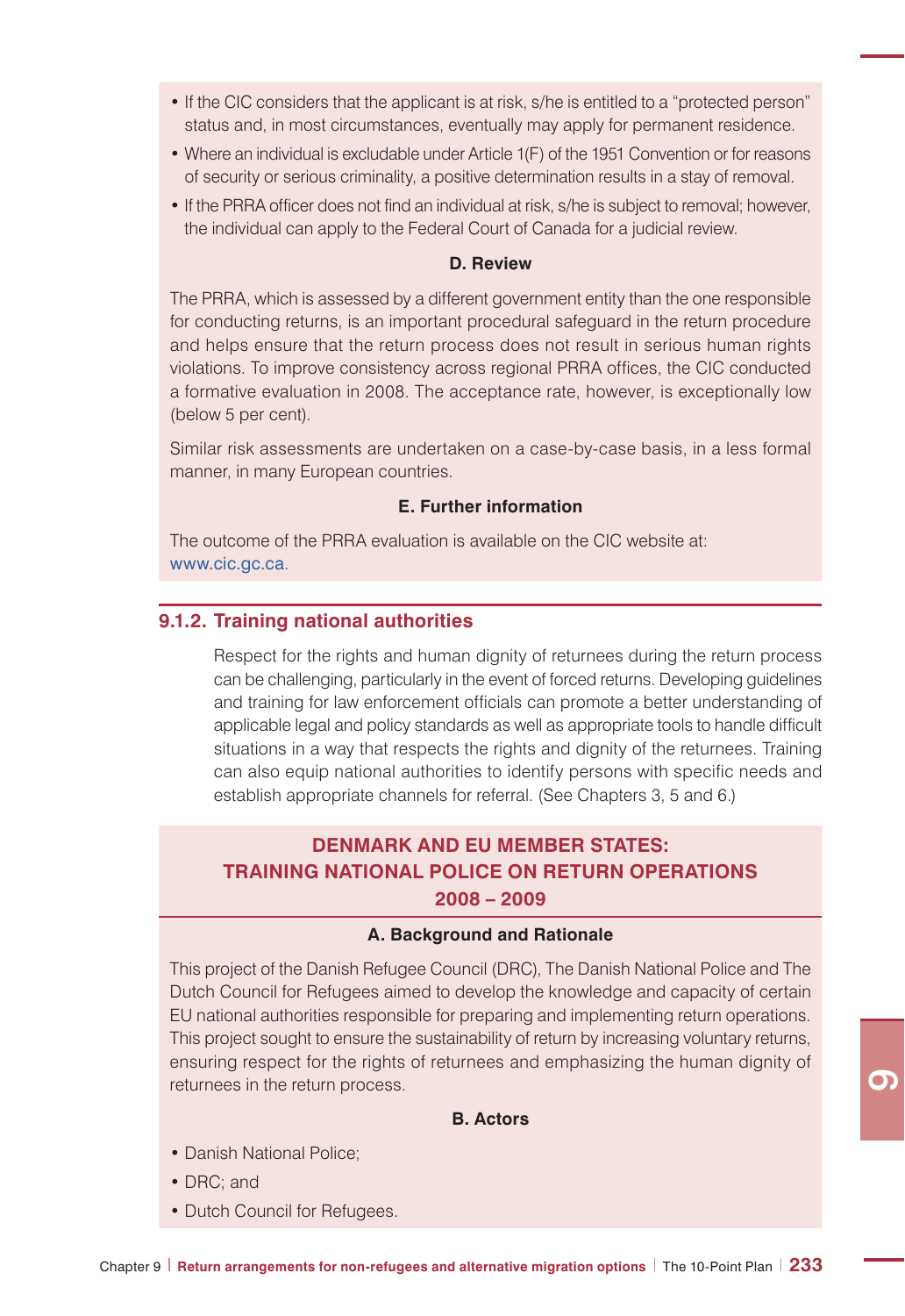- If the CIC considers that the applicant is at risk, s/he is entitled to a "protected person" status and, in most circumstances, eventually may apply for permanent residence.
- Where an individual is excludable under Article 1(F) of the 1951 Convention or for reasons of security or serious criminality, a positive determination results in a stay of removal.
- If the PRRA officer does not find an individual at risk, s/he is subject to removal; however, the individual can apply to the Federal Court of Canada for a judicial review.

**D. Review**

The PRRA, which is assessed by a different government entity than the one responsible for conducting returns, is an important procedural safeguard in the return procedure and helps ensure that the return process does not result in serious human rights violations. To improve consistency across regional PRRA offices, the CIC conducted a formative evaluation in 2008. The acceptance rate, however, is exceptionally low (below 5 per cent).

Similar risk assessments are undertaken on a case-by-case basis, in a less formal manner, in many European countries.

**E. Further information**

The outcome of the PRRA evaluation is available on the CIC website at: www.cic.gc.ca.

### 9.1.2. Training national authorities

Respect for the rights and human dignity of returnees during the return process can be challenging, particularly in the event of forced returns. Developing guidelines and training for law enforcement officials can promote a better understanding of applicable legal and policy standards as well as appropriate tools to handle difficult situations in a way that respects the rights and dignity of the returnees. Training can also equip national authorities to identify persons with specific needs and establish appropriate channels for referral. (See Chapters 3, 5 and 6.)

## DENMARK AND EU MEMBER STATES: TRAINING NATIONAL POLICE ON RETURN OPERATIONS 2008 – 2009

**A. Background and Rationale**

This project of the Danish Refugee Council (DRC), The Danish National Police and The Dutch Council for Refugees aimed to develop the knowledge and capacity of certain EU national authorities responsible for preparing and implementing return operations. This project sought to ensure the sustainability of return by increasing voluntary returns, ensuring respect for the rights of returnees and emphasizing the human dignity of returnees in the return process.

**B. Actors**

- Danish National Police;
- DRC; and
- Dutch Council for Refugees.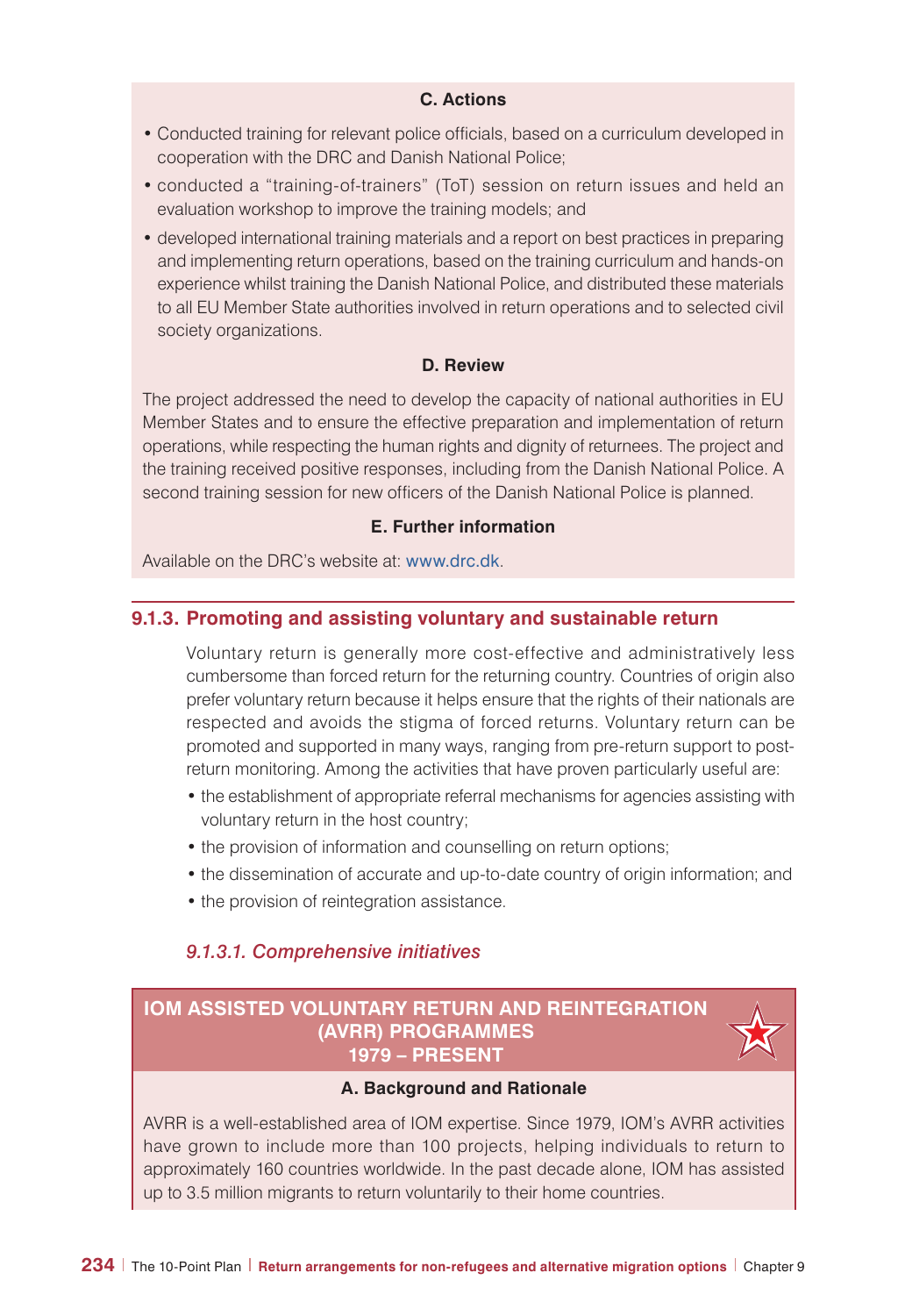#### C. Actions

- Conducted training for relevant police officials, based on a curriculum developed in cooperation with the DRC and Danish National Police;
- conducted a "training-of-trainers" (ToT) session on return issues and held an evaluation workshop to improve the training models; and
- developed international training materials and a report on best practices in preparing and implementing return operations, based on the training curriculum and hands-on experience whilst training the Danish National Police, and distributed these materials to all EU Member State authorities involved in return operations and to selected civil society organizations.

#### D. Review

The project addressed the need to develop the capacity of national authorities in EU Member States and to ensure the effective preparation and implementation of return operations, while respecting the human rights and dignity of returnees. The project and the training received positive responses, including from the Danish National Police. A second training session for new officers of the Danish National Police is planned.

#### E. Further information

Available on the DRC's website at: www.drc.dk.

## 9.1.3. Promoting and assisting voluntary and sustainable return

Voluntary return is generally more cost-effective and administratively less cumbersome than forced return for the returning country. Countries of origin also prefer voluntary return because it helps ensure that the rights of their nationals are respected and avoids the stigma of forced returns. Voluntary return can be promoted and supported in many ways, ranging from pre-return support to post-return monitoring. Among the activities that have proven particularly useful are:

- the establishment of appropriate referral mechanisms for agencies assisting with voluntary return in the host country;
- the provision of information and counselling on return options;
- the dissemination of accurate and up-to-date country of origin information; and
- the provision of reintegration assistance.

### *9.1.3.1. Comprehensive initiatives*

### IOM ASSISTED VOLUNTARY RETURN AND REINTEGRATION (AVRR) PROGRAMMES 1979 – PRESENT

#### A. Background and Rationale

AVRR is a well-established area of IOM expertise. Since 1979, IOM's AVRR activities have grown to include more than 100 projects, helping individuals to return to approximately 160 countries worldwide. In the past decade alone, IOM has assisted up to 3.5 million migrants to return voluntarily to their home countries.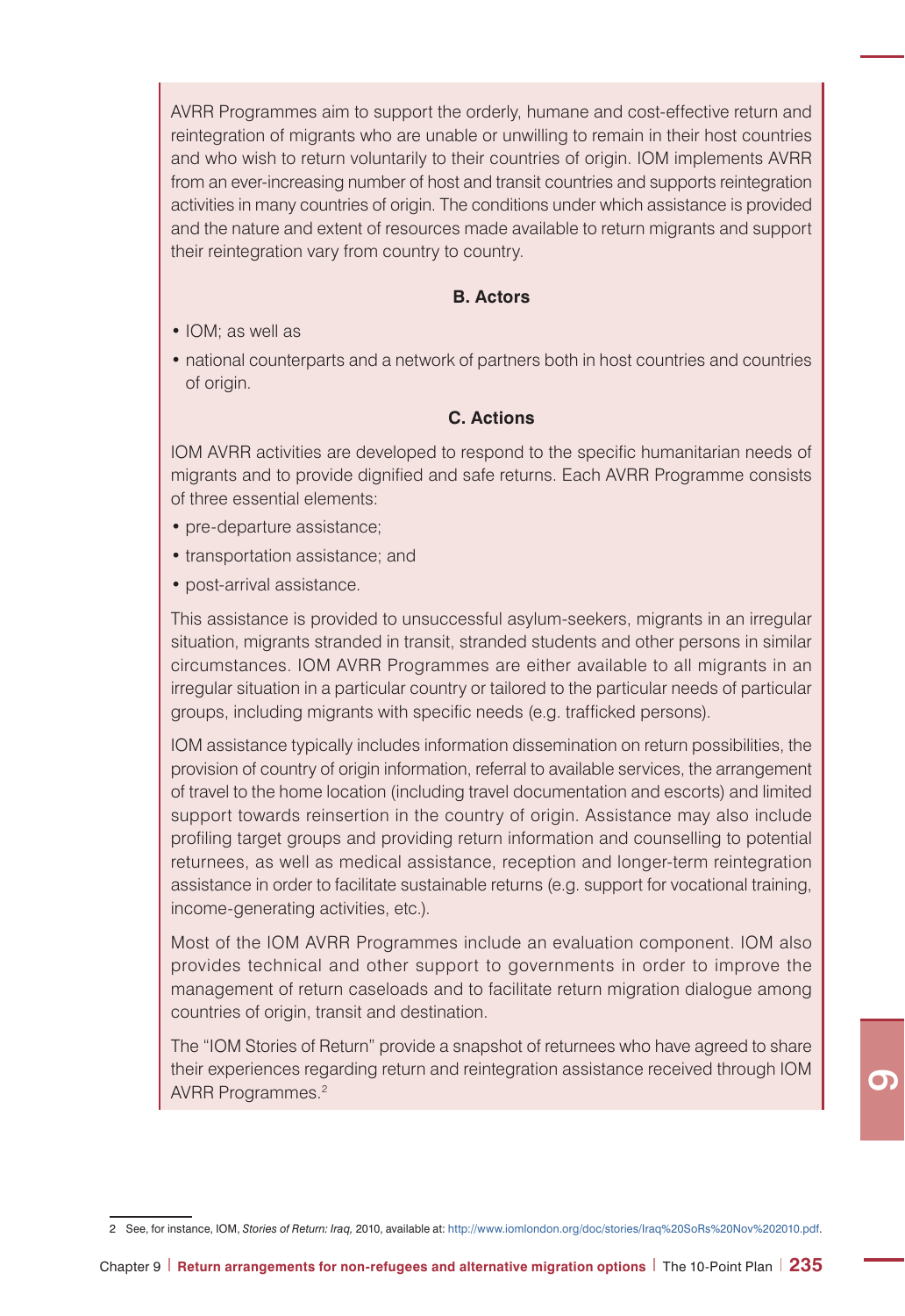AVRR Programmes aim to support the orderly, humane and cost-effective return and reintegration of migrants who are unable or unwilling to remain in their host countries and who wish to return voluntarily to their countries of origin. IOM implements AVRR from an ever-increasing number of host and transit countries and supports reintegration activities in many countries of origin. The conditions under which assistance is provided and the nature and extent of resources made available to return migrants and support their reintegration vary from country to country.

### B. Actors

- IOM; as well as
- national counterparts and a network of partners both in host countries and countries of origin.

### C. Actions

IOM AVRR activities are developed to respond to the specific humanitarian needs of migrants and to provide dignified and safe returns. Each AVRR Programme consists of three essential elements:

- pre-departure assistance;
- transportation assistance; and
- post-arrival assistance.

This assistance is provided to unsuccessful asylum-seekers, migrants in an irregular situation, migrants stranded in transit, stranded students and other persons in similar circumstances. IOM AVRR Programmes are either available to all migrants in an irregular situation in a particular country or tailored to the particular needs of particular groups, including migrants with specific needs (e.g. trafficked persons).

IOM assistance typically includes information dissemination on return possibilities, the provision of country of origin information, referral to available services, the arrangement of travel to the home location (including travel documentation and escorts) and limited support towards reinsertion in the country of origin. Assistance may also include profiling target groups and providing return information and counselling to potential returnees, as well as medical assistance, reception and longer-term reintegration assistance in order to facilitate sustainable returns (e.g. support for vocational training, income-generating activities, etc.).

Most of the IOM AVRR Programmes include an evaluation component. IOM also provides technical and other support to governments in order to improve the management of return caseloads and to facilitate return migration dialogue among countries of origin, transit and destination.

The "IOM Stories of Return" provide a snapshot of returnees who have agreed to share their experiences regarding return and reintegration assistance received through IOM AVRR Programmes.[2]

---

2 See, for instance, IOM, *Stories of Return: Iraq,* 2010, available at: http://www.iomlondon.org/doc/stories/Iraq%20SoRs%20Nov%202010.pdf.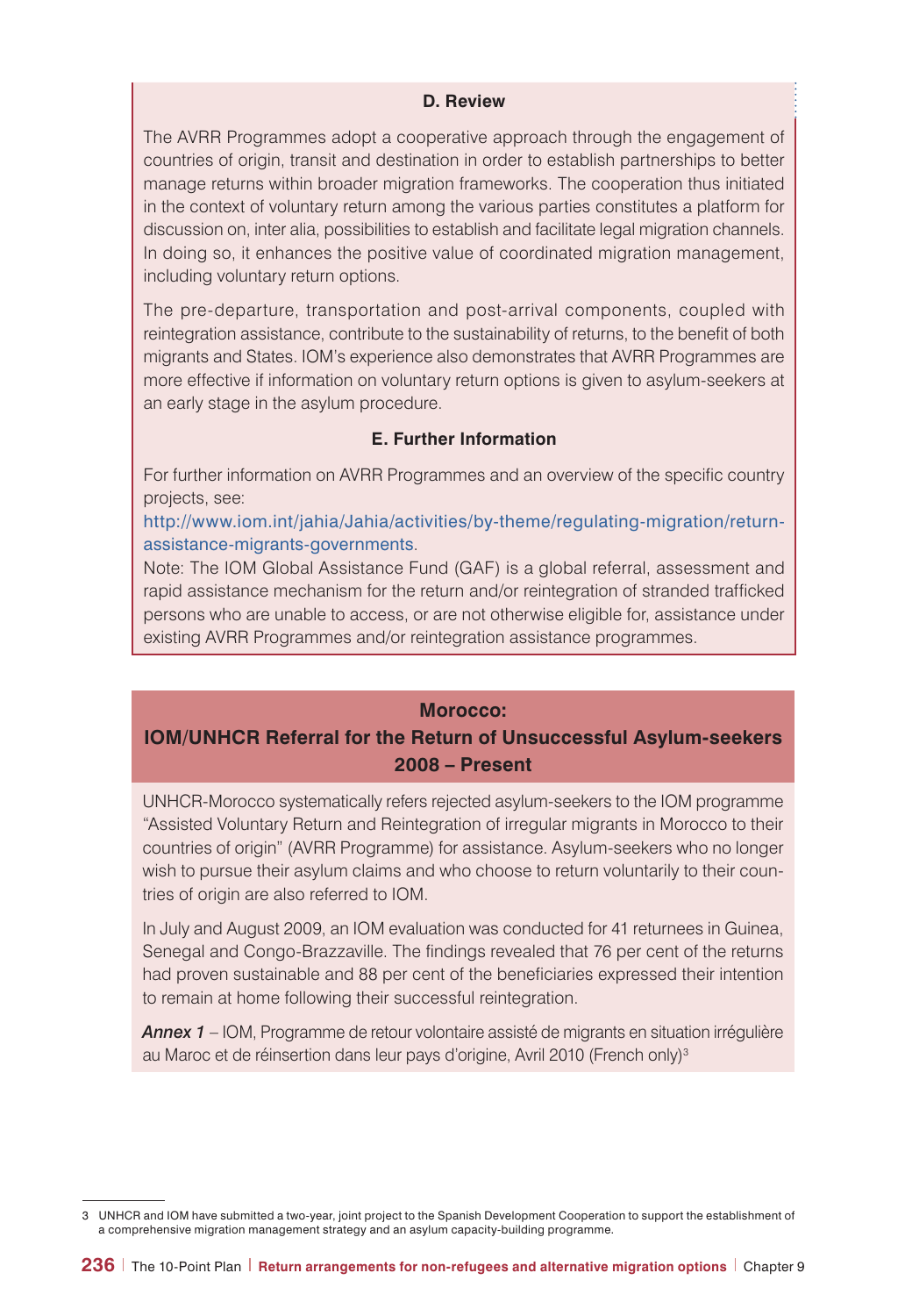### D. Review

The AVRR Programmes adopt a cooperative approach through the engagement of countries of origin, transit and destination in order to establish partnerships to better manage returns within broader migration frameworks. The cooperation thus initiated in the context of voluntary return among the various parties constitutes a platform for discussion on, inter alia, possibilities to establish and facilitate legal migration channels. In doing so, it enhances the positive value of coordinated migration management, including voluntary return options.

The pre-departure, transportation and post-arrival components, coupled with reintegration assistance, contribute to the sustainability of returns, to the benefit of both migrants and States. IOM's experience also demonstrates that AVRR Programmes are more effective if information on voluntary return options is given to asylum-seekers at an early stage in the asylum procedure.

### E. Further Information

For further information on AVRR Programmes and an overview of the specific country projects, see:
http://www.iom.int/jahia/Jahia/activities/by-theme/regulating-migration/return-assistance-migrants-governments.

Note: The IOM Global Assistance Fund (GAF) is a global referral, assessment and rapid assistance mechanism for the return and/or reintegration of stranded trafficked persons who are unable to access, or are not otherwise eligible for, assistance under existing AVRR Programmes and/or reintegration assistance programmes.

## Morocco: IOM/UNHCR Referral for the Return of Unsuccessful Asylum-seekers 2008 – Present

UNHCR-Morocco systematically refers rejected asylum-seekers to the IOM programme "Assisted Voluntary Return and Reintegration of irregular migrants in Morocco to their countries of origin" (AVRR Programme) for assistance. Asylum-seekers who no longer wish to pursue their asylum claims and who choose to return voluntarily to their countries of origin are also referred to IOM.

In July and August 2009, an IOM evaluation was conducted for 41 returnees in Guinea, Senegal and Congo-Brazzaville. The findings revealed that 76 per cent of the returns had proven sustainable and 88 per cent of the beneficiaries expressed their intention to remain at home following their successful reintegration.

***Annex 1*** – IOM, Programme de retour volontaire assisté de migrants en situation irrégulière au Maroc et de réinsertion dans leur pays d'origine, Avril 2010 (French only)[3]

---

[3] UNHCR and IOM have submitted a two-year, joint project to the Spanish Development Cooperation to support the establishment of a comprehensive migration management strategy and an asylum capacity-building programme.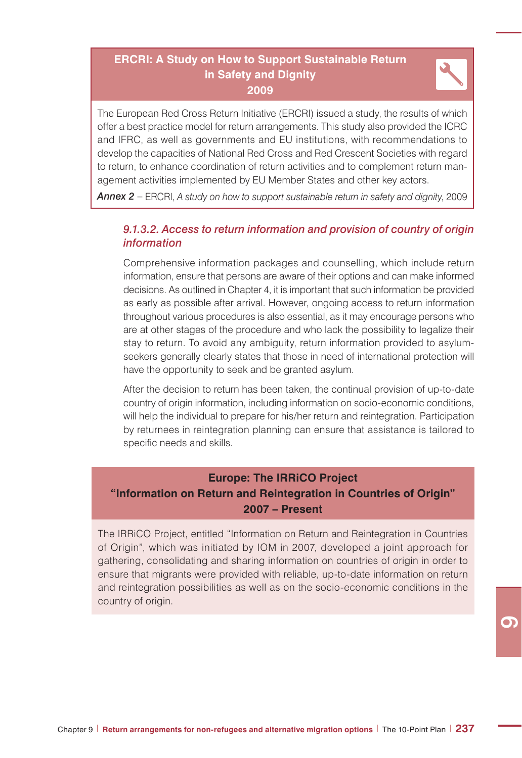**ERCRI: A Study on How to Support Sustainable Return in Safety and Dignity**
**2009**

The European Red Cross Return Initiative (ERCRI) issued a study, the results of which offer a best practice model for return arrangements. This study also provided the ICRC and IFRC, as well as governments and EU institutions, with recommendations to develop the capacities of National Red Cross and Red Crescent Societies with regard to return, to enhance coordination of return activities and to complement return management activities implemented by EU Member States and other key actors.

***Annex 2*** – ERCRI, *A study on how to support sustainable return in safety and dignity*, 2009

#### *9.1.3.2. Access to return information and provision of country of origin information*

Comprehensive information packages and counselling, which include return information, ensure that persons are aware of their options and can make informed decisions. As outlined in Chapter 4, it is important that such information be provided as early as possible after arrival. However, ongoing access to return information throughout various procedures is also essential, as it may encourage persons who are at other stages of the procedure and who lack the possibility to legalize their stay to return. To avoid any ambiguity, return information provided to asylum-seekers generally clearly states that those in need of international protection will have the opportunity to seek and be granted asylum.

After the decision to return has been taken, the continual provision of up-to-date country of origin information, including information on socio-economic conditions, will help the individual to prepare for his/her return and reintegration. Participation by returnees in reintegration planning can ensure that assistance is tailored to specific needs and skills.

**Europe: The IRRiCO Project**
**"Information on Return and Reintegration in Countries of Origin"**
**2007 – Present**

The IRRiCO Project, entitled "Information on Return and Reintegration in Countries of Origin", which was initiated by IOM in 2007, developed a joint approach for gathering, consolidating and sharing information on countries of origin in order to ensure that migrants were provided with reliable, up-to-date information on return and reintegration possibilities as well as on the socio-economic conditions in the country of origin.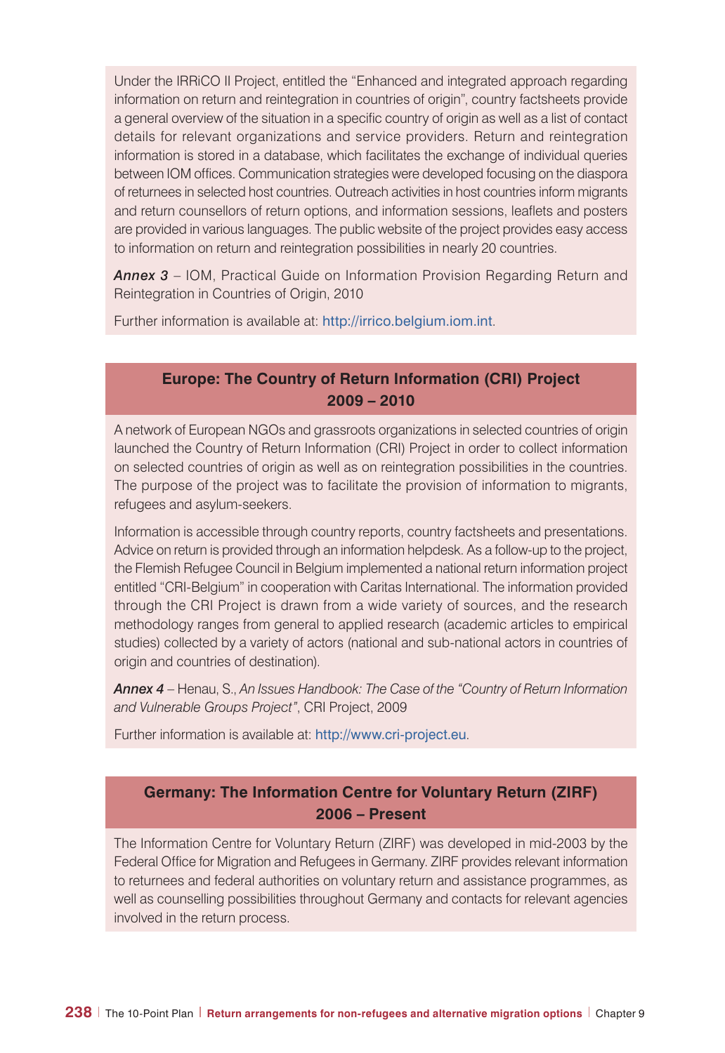Under the IRRiCO II Project, entitled the "Enhanced and integrated approach regarding information on return and reintegration in countries of origin", country factsheets provide a general overview of the situation in a specific country of origin as well as a list of contact details for relevant organizations and service providers. Return and reintegration information is stored in a database, which facilitates the exchange of individual queries between IOM offices. Communication strategies were developed focusing on the diaspora of returnees in selected host countries. Outreach activities in host countries inform migrants and return counsellors of return options, and information sessions, leaflets and posters are provided in various languages. The public website of the project provides easy access to information on return and reintegration possibilities in nearly 20 countries.

***Annex 3*** – IOM, Practical Guide on Information Provision Regarding Return and Reintegration in Countries of Origin, 2010

Further information is available at: http://irrico.belgium.iom.int.

### Europe: The Country of Return Information (CRI) Project 2009 – 2010

A network of European NGOs and grassroots organizations in selected countries of origin launched the Country of Return Information (CRI) Project in order to collect information on selected countries of origin as well as on reintegration possibilities in the countries. The purpose of the project was to facilitate the provision of information to migrants, refugees and asylum-seekers.

Information is accessible through country reports, country factsheets and presentations. Advice on return is provided through an information helpdesk. As a follow-up to the project, the Flemish Refugee Council in Belgium implemented a national return information project entitled "CRI-Belgium" in cooperation with Caritas International. The information provided through the CRI Project is drawn from a wide variety of sources, and the research methodology ranges from general to applied research (academic articles to empirical studies) collected by a variety of actors (national and sub-national actors in countries of origin and countries of destination).

***Annex 4*** – Henau, S., *An Issues Handbook: The Case of the "Country of Return Information and Vulnerable Groups Project"*, CRI Project, 2009

Further information is available at: http://www.cri-project.eu.

### Germany: The Information Centre for Voluntary Return (ZIRF) 2006 – Present

The Information Centre for Voluntary Return (ZIRF) was developed in mid-2003 by the Federal Office for Migration and Refugees in Germany. ZIRF provides relevant information to returnees and federal authorities on voluntary return and assistance programmes, as well as counselling possibilities throughout Germany and contacts for relevant agencies involved in the return process.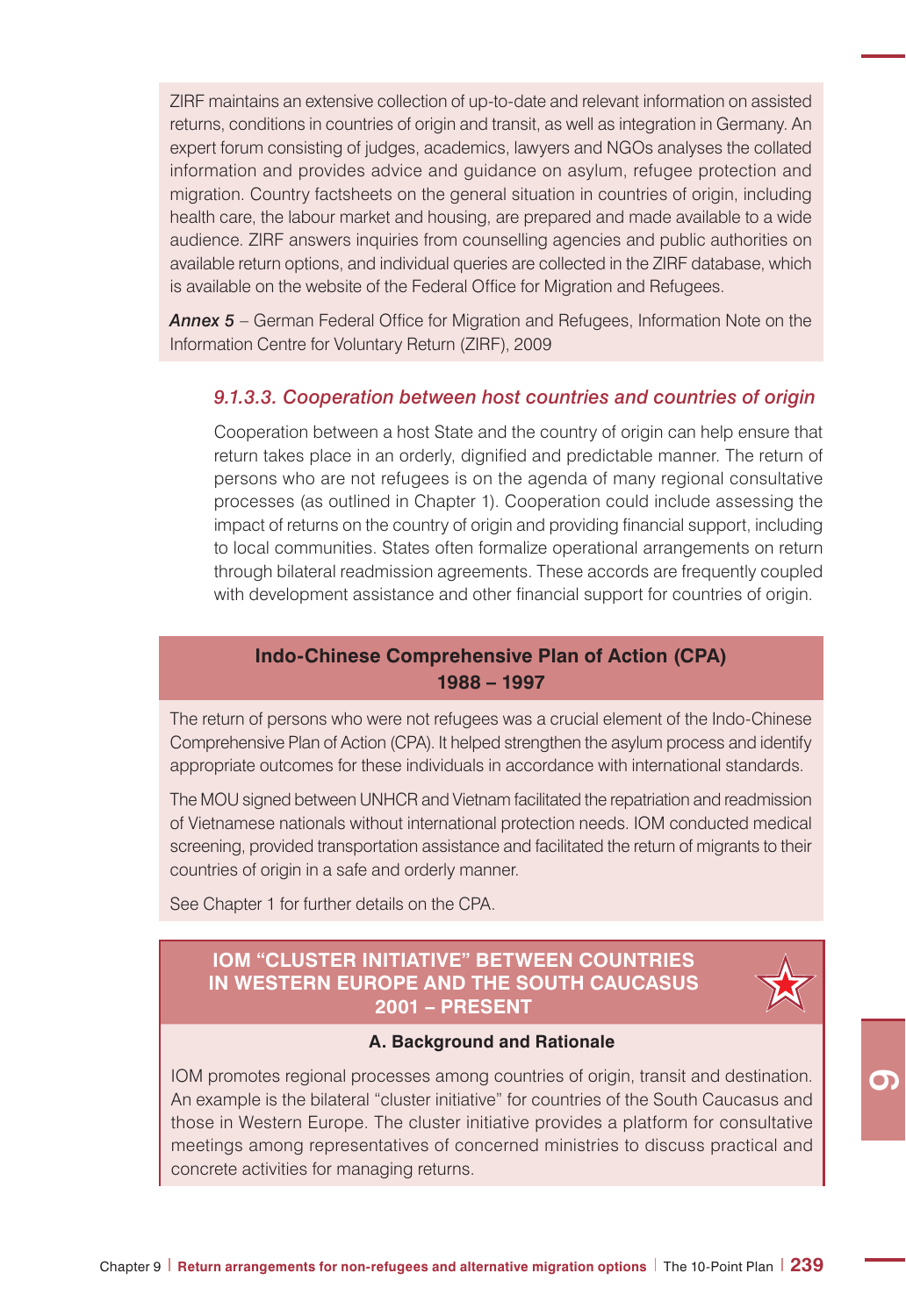ZIRF maintains an extensive collection of up-to-date and relevant information on assisted returns, conditions in countries of origin and transit, as well as integration in Germany. An expert forum consisting of judges, academics, lawyers and NGOs analyses the collated information and provides advice and guidance on asylum, refugee protection and migration. Country factsheets on the general situation in countries of origin, including health care, the labour market and housing, are prepared and made available to a wide audience. ZIRF answers inquiries from counselling agencies and public authorities on available return options, and individual queries are collected in the ZIRF database, which is available on the website of the Federal Office for Migration and Refugees.

***Annex 5*** – German Federal Office for Migration and Refugees, Information Note on the Information Centre for Voluntary Return (ZIRF), 2009

### *9.1.3.3. Cooperation between host countries and countries of origin*

Cooperation between a host State and the country of origin can help ensure that return takes place in an orderly, dignified and predictable manner. The return of persons who are not refugees is on the agenda of many regional consultative processes (as outlined in Chapter 1). Cooperation could include assessing the impact of returns on the country of origin and providing financial support, including to local communities. States often formalize operational arrangements on return through bilateral readmission agreements. These accords are frequently coupled with development assistance and other financial support for countries of origin.

#### Indo-Chinese Comprehensive Plan of Action (CPA) 1988 – 1997

The return of persons who were not refugees was a crucial element of the Indo-Chinese Comprehensive Plan of Action (CPA). It helped strengthen the asylum process and identify appropriate outcomes for these individuals in accordance with international standards.

The MOU signed between UNHCR and Vietnam facilitated the repatriation and readmission of Vietnamese nationals without international protection needs. IOM conducted medical screening, provided transportation assistance and facilitated the return of migrants to their countries of origin in a safe and orderly manner.

See Chapter 1 for further details on the CPA.

#### IOM "CLUSTER INITIATIVE" BETWEEN COUNTRIES IN WESTERN EUROPE AND THE SOUTH CAUCASUS 2001 – PRESENT

**A. Background and Rationale**

IOM promotes regional processes among countries of origin, transit and destination. An example is the bilateral "cluster initiative" for countries of the South Caucasus and those in Western Europe. The cluster initiative provides a platform for consultative meetings among representatives of concerned ministries to discuss practical and concrete activities for managing returns.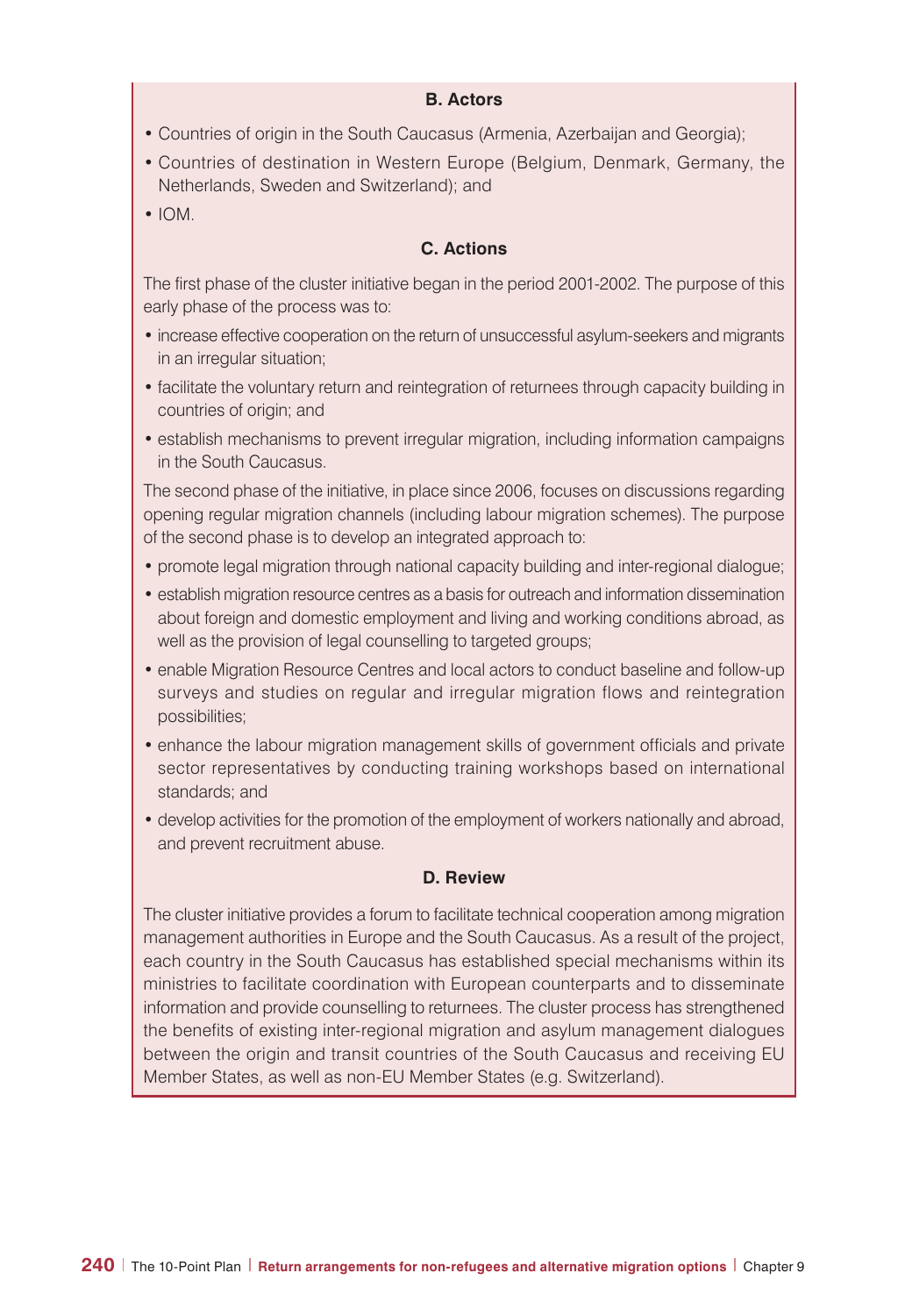### B. Actors

- Countries of origin in the South Caucasus (Armenia, Azerbaijan and Georgia);
- Countries of destination in Western Europe (Belgium, Denmark, Germany, the Netherlands, Sweden and Switzerland); and
- IOM.

### C. Actions

The first phase of the cluster initiative began in the period 2001-2002. The purpose of this early phase of the process was to:

- increase effective cooperation on the return of unsuccessful asylum-seekers and migrants in an irregular situation;
- facilitate the voluntary return and reintegration of returnees through capacity building in countries of origin; and
- establish mechanisms to prevent irregular migration, including information campaigns in the South Caucasus.

The second phase of the initiative, in place since 2006, focuses on discussions regarding opening regular migration channels (including labour migration schemes). The purpose of the second phase is to develop an integrated approach to:

- promote legal migration through national capacity building and inter-regional dialogue;
- establish migration resource centres as a basis for outreach and information dissemination about foreign and domestic employment and living and working conditions abroad, as well as the provision of legal counselling to targeted groups;
- enable Migration Resource Centres and local actors to conduct baseline and follow-up surveys and studies on regular and irregular migration flows and reintegration possibilities;
- enhance the labour migration management skills of government officials and private sector representatives by conducting training workshops based on international standards; and
- develop activities for the promotion of the employment of workers nationally and abroad, and prevent recruitment abuse.

### D. Review

The cluster initiative provides a forum to facilitate technical cooperation among migration management authorities in Europe and the South Caucasus. As a result of the project, each country in the South Caucasus has established special mechanisms within its ministries to facilitate coordination with European counterparts and to disseminate information and provide counselling to returnees. The cluster process has strengthened the benefits of existing inter-regional migration and asylum management dialogues between the origin and transit countries of the South Caucasus and receiving EU Member States, as well as non-EU Member States (e.g. Switzerland).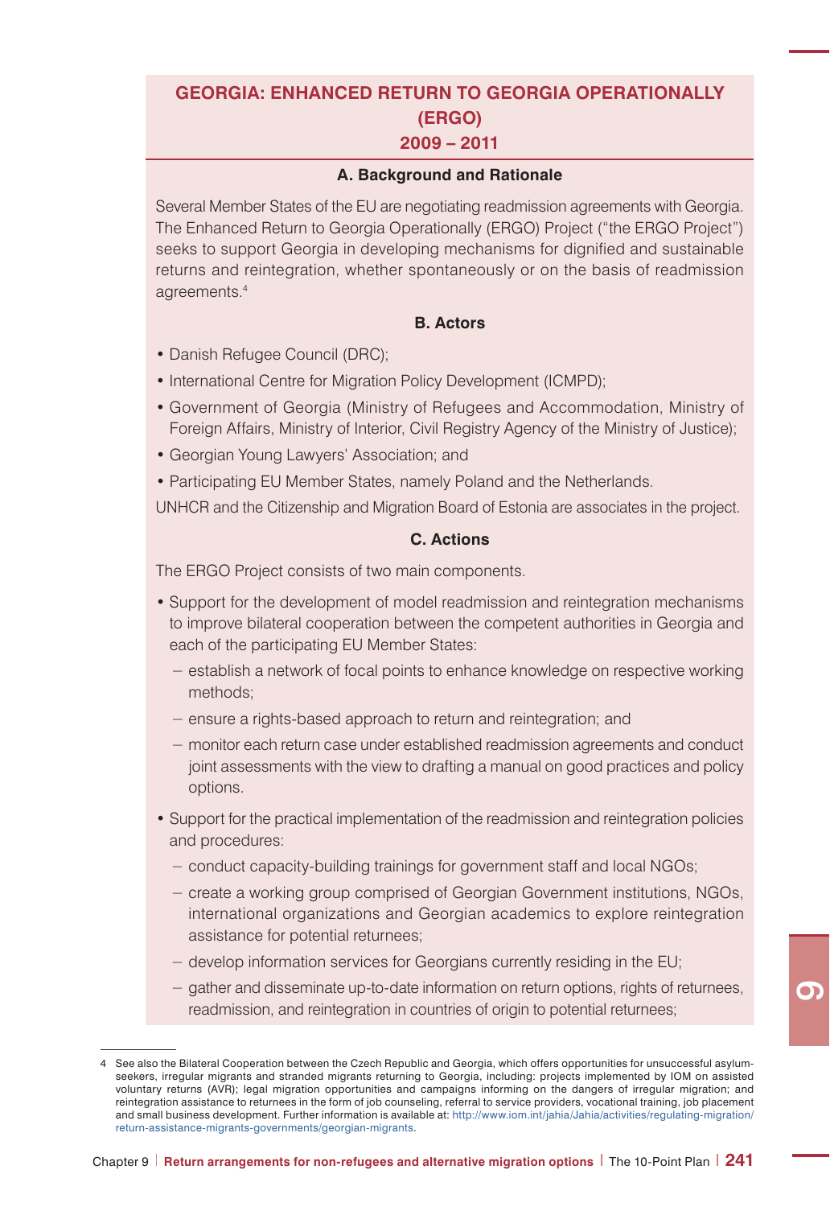## GEORGIA: ENHANCED RETURN TO GEORGIA OPERATIONALLY (ERGO) 2009 – 2011

### A. Background and Rationale

Several Member States of the EU are negotiating readmission agreements with Georgia. The Enhanced Return to Georgia Operationally (ERGO) Project ("the ERGO Project") seeks to support Georgia in developing mechanisms for dignified and sustainable returns and reintegration, whether spontaneously or on the basis of readmission agreements.[4]

### B. Actors

- Danish Refugee Council (DRC);
- International Centre for Migration Policy Development (ICMPD);
- Government of Georgia (Ministry of Refugees and Accommodation, Ministry of Foreign Affairs, Ministry of Interior, Civil Registry Agency of the Ministry of Justice);
- Georgian Young Lawyers' Association; and
- Participating EU Member States, namely Poland and the Netherlands.

UNHCR and the Citizenship and Migration Board of Estonia are associates in the project.

### C. Actions

The ERGO Project consists of two main components.

- Support for the development of model readmission and reintegration mechanisms to improve bilateral cooperation between the competent authorities in Georgia and each of the participating EU Member States:
  - establish a network of focal points to enhance knowledge on respective working methods;
  - ensure a rights-based approach to return and reintegration; and
  - monitor each return case under established readmission agreements and conduct joint assessments with the view to drafting a manual on good practices and policy options.
- Support for the practical implementation of the readmission and reintegration policies and procedures:
  - conduct capacity-building trainings for government staff and local NGOs;
  - create a working group comprised of Georgian Government institutions, NGOs, international organizations and Georgian academics to explore reintegration assistance for potential returnees;
  - develop information services for Georgians currently residing in the EU;
  - gather and disseminate up-to-date information on return options, rights of returnees, readmission, and reintegration in countries of origin to potential returnees;

---

4 See also the Bilateral Cooperation between the Czech Republic and Georgia, which offers opportunities for unsuccessful asylum-seekers, irregular migrants and stranded migrants returning to Georgia, including: projects implemented by IOM on assisted voluntary returns (AVR); legal migration opportunities and campaigns informing on the dangers of irregular migration; and reintegration assistance to returnees in the form of job counseling, referral to service providers, vocational training, job placement and small business development. Further information is available at: http://www.iom.int/jahia/Jahia/activities/regulating-migration/return-assistance-migrants-governments/georgian-migrants.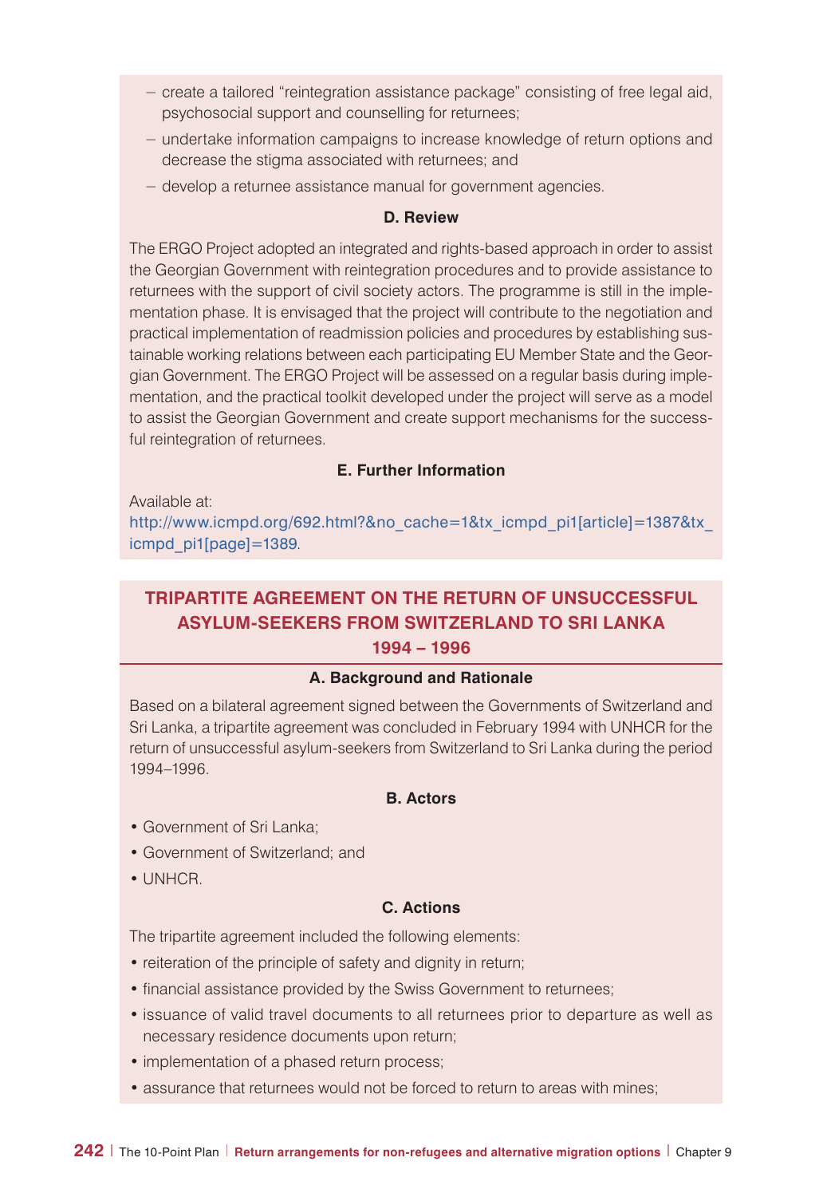- create a tailored "reintegration assistance package" consisting of free legal aid, psychosocial support and counselling for returnees;
- undertake information campaigns to increase knowledge of return options and decrease the stigma associated with returnees; and
- develop a returnee assistance manual for government agencies.

**D. Review**

The ERGO Project adopted an integrated and rights-based approach in order to assist the Georgian Government with reintegration procedures and to provide assistance to returnees with the support of civil society actors. The programme is still in the implementation phase. It is envisaged that the project will contribute to the negotiation and practical implementation of readmission policies and procedures by establishing sustainable working relations between each participating EU Member State and the Georgian Government. The ERGO Project will be assessed on a regular basis during implementation, and the practical toolkit developed under the project will serve as a model to assist the Georgian Government and create support mechanisms for the successful reintegration of returnees.

**E. Further Information**

Available at:
http://www.icmpd.org/692.html?&no_cache=1&tx_icmpd_pi1[article]=1387&tx_icmpd_pi1[page]=1389.

## TRIPARTITE AGREEMENT ON THE RETURN OF UNSUCCESSFUL ASYLUM-SEEKERS FROM SWITZERLAND TO SRI LANKA 1994 – 1996

**A. Background and Rationale**

Based on a bilateral agreement signed between the Governments of Switzerland and Sri Lanka, a tripartite agreement was concluded in February 1994 with UNHCR for the return of unsuccessful asylum-seekers from Switzerland to Sri Lanka during the period 1994–1996.

**B. Actors**

- Government of Sri Lanka;
- Government of Switzerland; and
- UNHCR.

**C. Actions**

The tripartite agreement included the following elements:

- reiteration of the principle of safety and dignity in return;
- financial assistance provided by the Swiss Government to returnees;
- issuance of valid travel documents to all returnees prior to departure as well as necessary residence documents upon return;
- implementation of a phased return process;
- assurance that returnees would not be forced to return to areas with mines;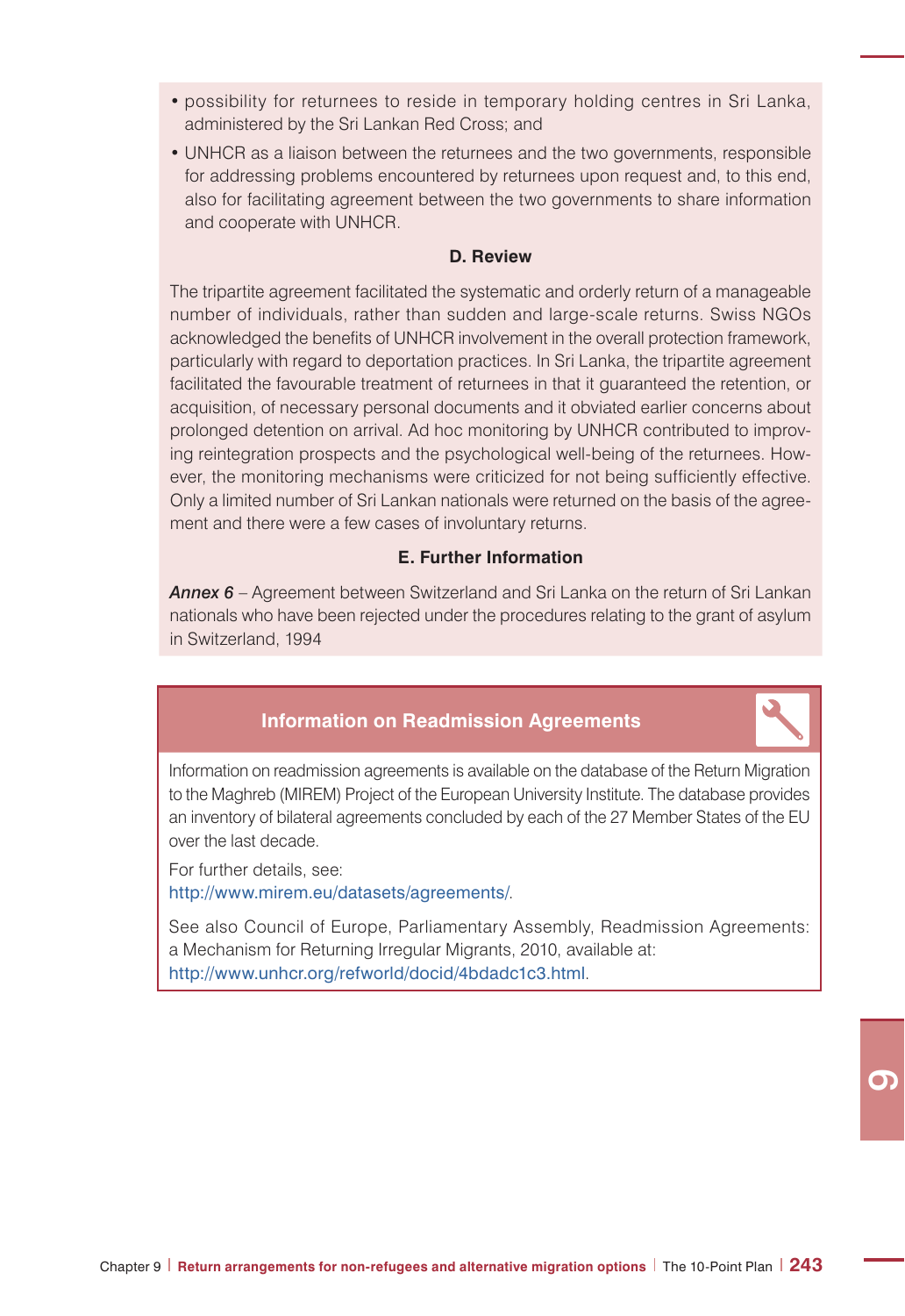- possibility for returnees to reside in temporary holding centres in Sri Lanka, administered by the Sri Lankan Red Cross; and
- UNHCR as a liaison between the returnees and the two governments, responsible for addressing problems encountered by returnees upon request and, to this end, also for facilitating agreement between the two governments to share information and cooperate with UNHCR.

**D. Review**

The tripartite agreement facilitated the systematic and orderly return of a manageable number of individuals, rather than sudden and large-scale returns. Swiss NGOs acknowledged the benefits of UNHCR involvement in the overall protection framework, particularly with regard to deportation practices. In Sri Lanka, the tripartite agreement facilitated the favourable treatment of returnees in that it guaranteed the retention, or acquisition, of necessary personal documents and it obviated earlier concerns about prolonged detention on arrival. Ad hoc monitoring by UNHCR contributed to improving reintegration prospects and the psychological well-being of the returnees. However, the monitoring mechanisms were criticized for not being sufficiently effective. Only a limited number of Sri Lankan nationals were returned on the basis of the agreement and there were a few cases of involuntary returns.

**E. Further Information**

***Annex 6*** – Agreement between Switzerland and Sri Lanka on the return of Sri Lankan nationals who have been rejected under the procedures relating to the grant of asylum in Switzerland, 1994

**Information on Readmission Agreements**

Information on readmission agreements is available on the database of the Return Migration to the Maghreb (MIREM) Project of the European University Institute. The database provides an inventory of bilateral agreements concluded by each of the 27 Member States of the EU over the last decade.

For further details, see:
http://www.mirem.eu/datasets/agreements/.

See also Council of Europe, Parliamentary Assembly, Readmission Agreements: a Mechanism for Returning Irregular Migrants, 2010, available at:
http://www.unhcr.org/refworld/docid/4bdadc1c3.html.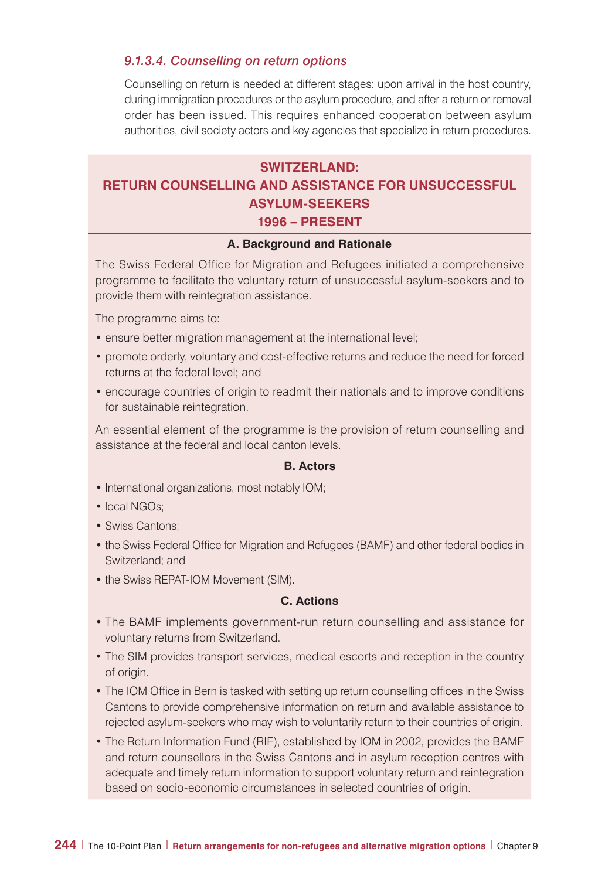#### *9.1.3.4. Counselling on return options*

Counselling on return is needed at different stages: upon arrival in the host country, during immigration procedures or the asylum procedure, and after a return or removal order has been issued. This requires enhanced cooperation between asylum authorities, civil society actors and key agencies that specialize in return procedures.

### SWITZERLAND: RETURN COUNSELLING AND ASSISTANCE FOR UNSUCCESSFUL ASYLUM-SEEKERS 1996 – PRESENT

**A. Background and Rationale**

The Swiss Federal Office for Migration and Refugees initiated a comprehensive programme to facilitate the voluntary return of unsuccessful asylum-seekers and to provide them with reintegration assistance.

The programme aims to:

- ensure better migration management at the international level;
- promote orderly, voluntary and cost-effective returns and reduce the need for forced returns at the federal level; and
- encourage countries of origin to readmit their nationals and to improve conditions for sustainable reintegration.

An essential element of the programme is the provision of return counselling and assistance at the federal and local canton levels.

**B. Actors**

- International organizations, most notably IOM;
- local NGOs;
- Swiss Cantons;
- the Swiss Federal Office for Migration and Refugees (BAMF) and other federal bodies in Switzerland; and
- the Swiss REPAT-IOM Movement (SIM).

**C. Actions**

- The BAMF implements government-run return counselling and assistance for voluntary returns from Switzerland.
- The SIM provides transport services, medical escorts and reception in the country of origin.
- The IOM Office in Bern is tasked with setting up return counselling offices in the Swiss Cantons to provide comprehensive information on return and available assistance to rejected asylum-seekers who may wish to voluntarily return to their countries of origin.
- The Return Information Fund (RIF), established by IOM in 2002, provides the BAMF and return counsellors in the Swiss Cantons and in asylum reception centres with adequate and timely return information to support voluntary return and reintegration based on socio-economic circumstances in selected countries of origin.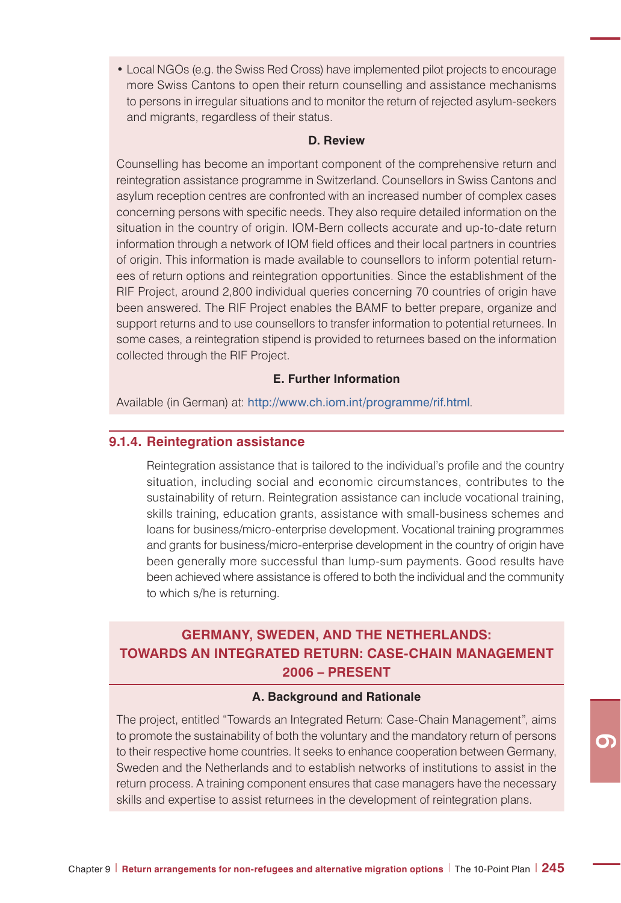- Local NGOs (e.g. the Swiss Red Cross) have implemented pilot projects to encourage more Swiss Cantons to open their return counselling and assistance mechanisms to persons in irregular situations and to monitor the return of rejected asylum-seekers and migrants, regardless of their status.

**D. Review**

Counselling has become an important component of the comprehensive return and reintegration assistance programme in Switzerland. Counsellors in Swiss Cantons and asylum reception centres are confronted with an increased number of complex cases concerning persons with specific needs. They also require detailed information on the situation in the country of origin. IOM-Bern collects accurate and up-to-date return information through a network of IOM field offices and their local partners in countries of origin. This information is made available to counsellors to inform potential returnees of return options and reintegration opportunities. Since the establishment of the RIF Project, around 2,800 individual queries concerning 70 countries of origin have been answered. The RIF Project enables the BAMF to better prepare, organize and support returns and to use counsellors to transfer information to potential returnees. In some cases, a reintegration stipend is provided to returnees based on the information collected through the RIF Project.

**E. Further Information**

Available (in German) at: http://www.ch.iom.int/programme/rif.html.

### 9.1.4. Reintegration assistance

Reintegration assistance that is tailored to the individual's profile and the country situation, including social and economic circumstances, contributes to the sustainability of return. Reintegration assistance can include vocational training, skills training, education grants, assistance with small-business schemes and loans for business/micro-enterprise development. Vocational training programmes and grants for business/micro-enterprise development in the country of origin have been generally more successful than lump-sum payments. Good results have been achieved where assistance is offered to both the individual and the community to which s/he is returning.

## GERMANY, SWEDEN, AND THE NETHERLANDS: TOWARDS AN INTEGRATED RETURN: CASE-CHAIN MANAGEMENT 2006 – PRESENT

**A. Background and Rationale**

The project, entitled "Towards an Integrated Return: Case-Chain Management", aims to promote the sustainability of both the voluntary and the mandatory return of persons to their respective home countries. It seeks to enhance cooperation between Germany, Sweden and the Netherlands and to establish networks of institutions to assist in the return process. A training component ensures that case managers have the necessary skills and expertise to assist returnees in the development of reintegration plans.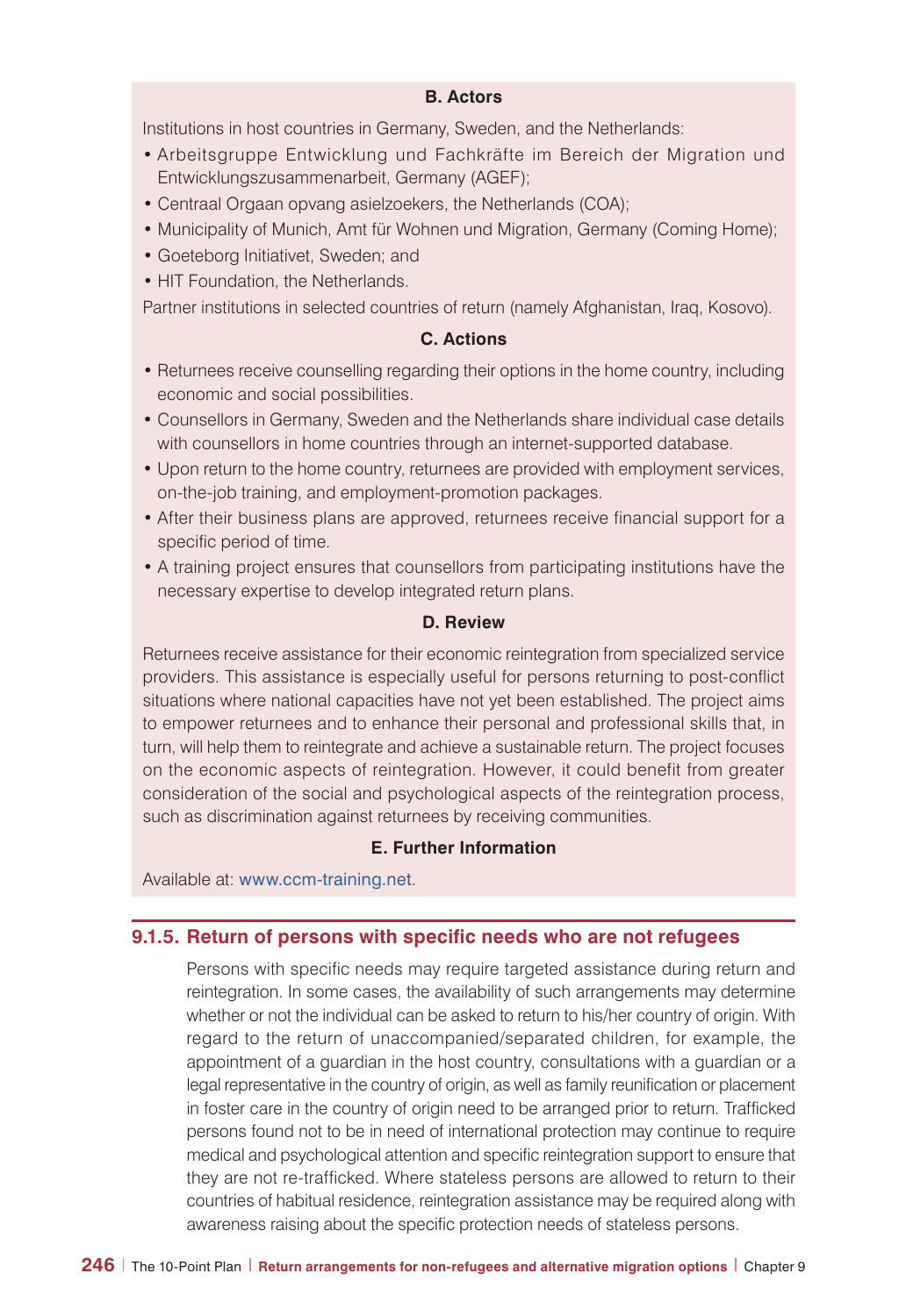#### B. Actors

Institutions in host countries in Germany, Sweden, and the Netherlands:

- Arbeitsgruppe Entwicklung und Fachkräfte im Bereich der Migration und Entwicklungszusammenarbeit, Germany (AGEF);
- Centraal Orgaan opvang asielzoekers, the Netherlands (COA);
- Municipality of Munich, Amt für Wohnen und Migration, Germany (Coming Home);
- Goeteborg Initiativet, Sweden; and
- HIT Foundation, the Netherlands.

Partner institutions in selected countries of return (namely Afghanistan, Iraq, Kosovo).

#### C. Actions

- Returnees receive counselling regarding their options in the home country, including economic and social possibilities.
- Counsellors in Germany, Sweden and the Netherlands share individual case details with counsellors in home countries through an internet-supported database.
- Upon return to the home country, returnees are provided with employment services, on-the-job training, and employment-promotion packages.
- After their business plans are approved, returnees receive financial support for a specific period of time.
- A training project ensures that counsellors from participating institutions have the necessary expertise to develop integrated return plans.

#### D. Review

Returnees receive assistance for their economic reintegration from specialized service providers. This assistance is especially useful for persons returning to post-conflict situations where national capacities have not yet been established. The project aims to empower returnees and to enhance their personal and professional skills that, in turn, will help them to reintegrate and achieve a sustainable return. The project focuses on the economic aspects of reintegration. However, it could benefit from greater consideration of the social and psychological aspects of the reintegration process, such as discrimination against returnees by receiving communities.

#### E. Further Information

Available at: www.ccm-training.net.

### 9.1.5. Return of persons with specific needs who are not refugees

Persons with specific needs may require targeted assistance during return and reintegration. In some cases, the availability of such arrangements may determine whether or not the individual can be asked to return to his/her country of origin. With regard to the return of unaccompanied/separated children, for example, the appointment of a guardian in the host country, consultations with a guardian or a legal representative in the country of origin, as well as family reunification or placement in foster care in the country of origin need to be arranged prior to return. Trafficked persons found not to be in need of international protection may continue to require medical and psychological attention and specific reintegration support to ensure that they are not re-trafficked. Where stateless persons are allowed to return to their countries of habitual residence, reintegration assistance may be required along with awareness raising about the specific protection needs of stateless persons.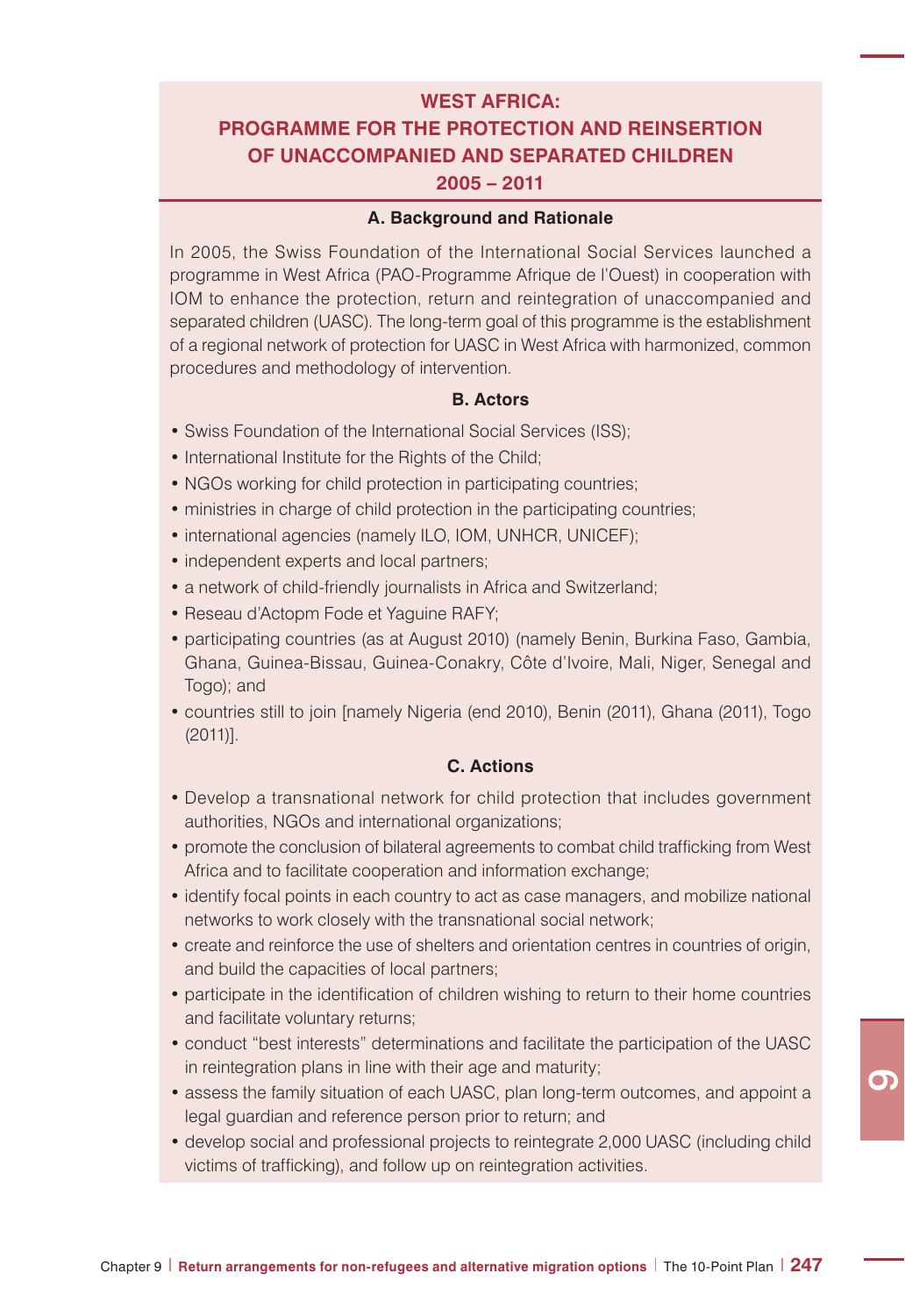## WEST AFRICA: PROGRAMME FOR THE PROTECTION AND REINSERTION OF UNACCOMPANIED AND SEPARATED CHILDREN 2005 – 2011

### A. Background and Rationale

In 2005, the Swiss Foundation of the International Social Services launched a programme in West Africa (PAO-Programme Afrique de l'Ouest) in cooperation with IOM to enhance the protection, return and reintegration of unaccompanied and separated children (UASC). The long-term goal of this programme is the establishment of a regional network of protection for UASC in West Africa with harmonized, common procedures and methodology of intervention.

### B. Actors

- Swiss Foundation of the International Social Services (ISS);
- International Institute for the Rights of the Child;
- NGOs working for child protection in participating countries;
- ministries in charge of child protection in the participating countries;
- international agencies (namely ILO, IOM, UNHCR, UNICEF);
- independent experts and local partners;
- a network of child-friendly journalists in Africa and Switzerland;
- Reseau d'Actopm Fode et Yaguine RAFY;
- participating countries (as at August 2010) (namely Benin, Burkina Faso, Gambia, Ghana, Guinea-Bissau, Guinea-Conakry, Côte d'Ivoire, Mali, Niger, Senegal and Togo); and
- countries still to join [namely Nigeria (end 2010), Benin (2011), Ghana (2011), Togo (2011)].

### C. Actions

- Develop a transnational network for child protection that includes government authorities, NGOs and international organizations;
- promote the conclusion of bilateral agreements to combat child trafficking from West Africa and to facilitate cooperation and information exchange;
- identify focal points in each country to act as case managers, and mobilize national networks to work closely with the transnational social network;
- create and reinforce the use of shelters and orientation centres in countries of origin, and build the capacities of local partners;
- participate in the identification of children wishing to return to their home countries and facilitate voluntary returns;
- conduct "best interests" determinations and facilitate the participation of the UASC in reintegration plans in line with their age and maturity;
- assess the family situation of each UASC, plan long-term outcomes, and appoint a legal guardian and reference person prior to return; and
- develop social and professional projects to reintegrate 2,000 UASC (including child victims of trafficking), and follow up on reintegration activities.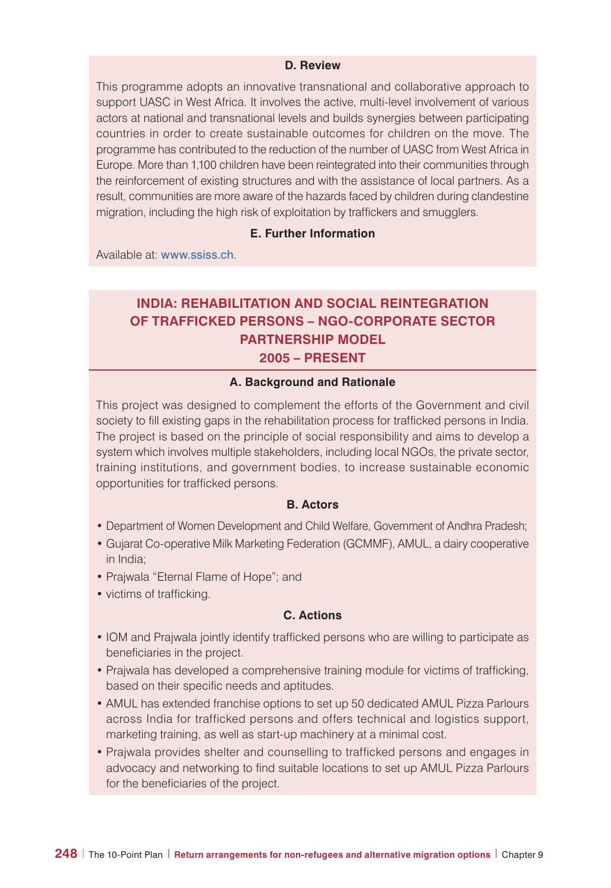#### D. Review

This programme adopts an innovative transnational and collaborative approach to support UASC in West Africa. It involves the active, multi-level involvement of various actors at national and transnational levels and builds synergies between participating countries in order to create sustainable outcomes for children on the move. The programme has contributed to the reduction of the number of UASC from West Africa in Europe. More than 1,100 children have been reintegrated into their communities through the reinforcement of existing structures and with the assistance of local partners. As a result, communities are more aware of the hazards faced by children during clandestine migration, including the high risk of exploitation by traffickers and smugglers.

#### E. Further Information

Available at: www.ssiss.ch.

### INDIA: REHABILITATION AND SOCIAL REINTEGRATION OF TRAFFICKED PERSONS – NGO-CORPORATE SECTOR PARTNERSHIP MODEL 2005 – PRESENT

#### A. Background and Rationale

This project was designed to complement the efforts of the Government and civil society to fill existing gaps in the rehabilitation process for trafficked persons in India. The project is based on the principle of social responsibility and aims to develop a system which involves multiple stakeholders, including local NGOs, the private sector, training institutions, and government bodies, to increase sustainable economic opportunities for trafficked persons.

#### B. Actors

- Department of Women Development and Child Welfare, Government of Andhra Pradesh;
- Gujarat Co-operative Milk Marketing Federation (GCMMF), AMUL, a dairy cooperative in India;
- Prajwala "Eternal Flame of Hope"; and
- victims of trafficking.

#### C. Actions

- IOM and Prajwala jointly identify trafficked persons who are willing to participate as beneficiaries in the project.
- Prajwala has developed a comprehensive training module for victims of trafficking, based on their specific needs and aptitudes.
- AMUL has extended franchise options to set up 50 dedicated AMUL Pizza Parlours across India for trafficked persons and offers technical and logistics support, marketing training, as well as start-up machinery at a minimal cost.
- Prajwala provides shelter and counselling to trafficked persons and engages in advocacy and networking to find suitable locations to set up AMUL Pizza Parlours for the beneficiaries of the project.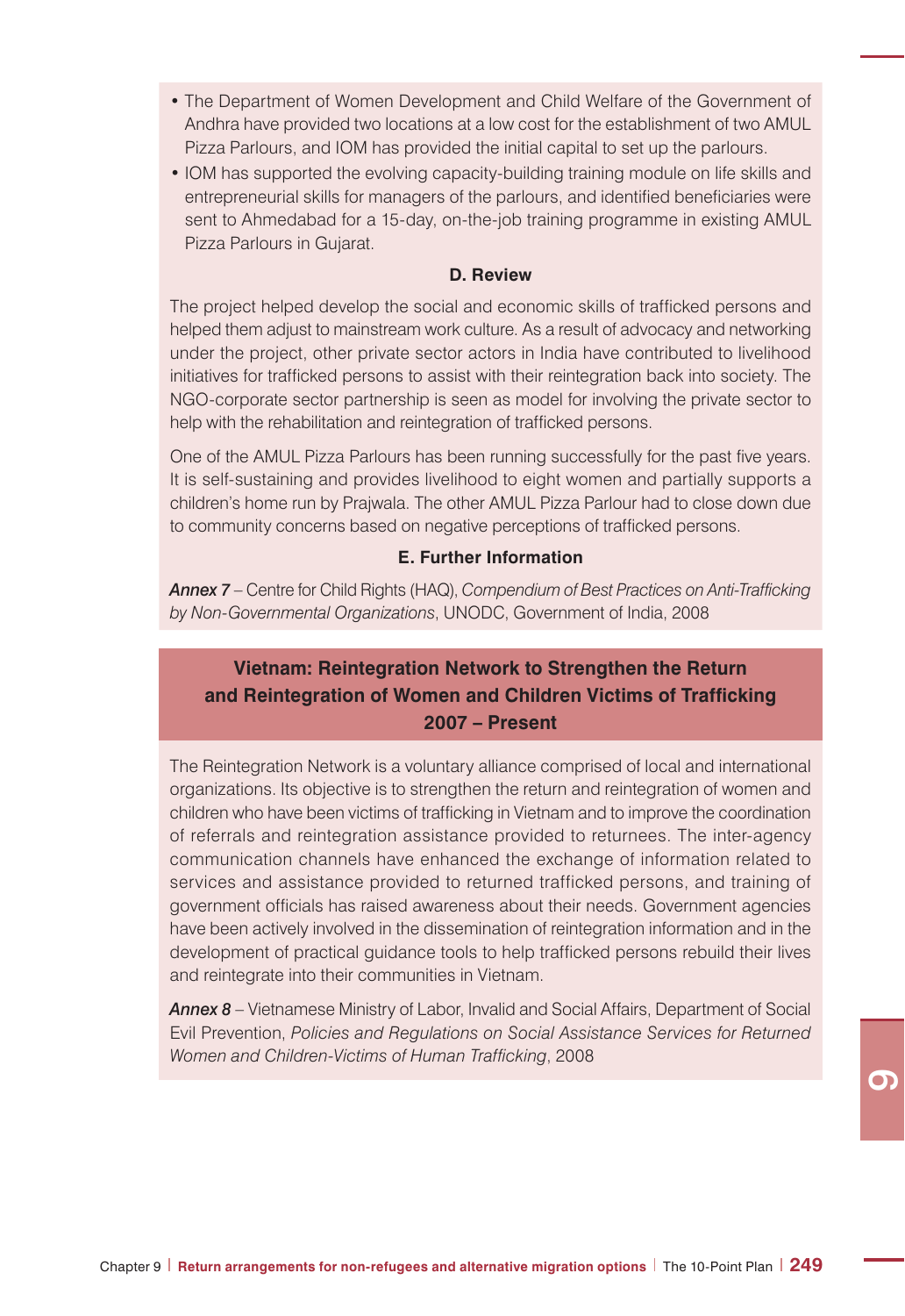- The Department of Women Development and Child Welfare of the Government of Andhra have provided two locations at a low cost for the establishment of two AMUL Pizza Parlours, and IOM has provided the initial capital to set up the parlours.
- IOM has supported the evolving capacity-building training module on life skills and entrepreneurial skills for managers of the parlours, and identified beneficiaries were sent to Ahmedabad for a 15-day, on-the-job training programme in existing AMUL Pizza Parlours in Gujarat.

#### D. Review

The project helped develop the social and economic skills of trafficked persons and helped them adjust to mainstream work culture. As a result of advocacy and networking under the project, other private sector actors in India have contributed to livelihood initiatives for trafficked persons to assist with their reintegration back into society. The NGO-corporate sector partnership is seen as model for involving the private sector to help with the rehabilitation and reintegration of trafficked persons.

One of the AMUL Pizza Parlours has been running successfully for the past five years. It is self-sustaining and provides livelihood to eight women and partially supports a children's home run by Prajwala. The other AMUL Pizza Parlour had to close down due to community concerns based on negative perceptions of trafficked persons.

#### E. Further Information

***Annex 7*** – Centre for Child Rights (HAQ), *Compendium of Best Practices on Anti-Trafficking by Non-Governmental Organizations*, UNODC, Government of India, 2008

### Vietnam: Reintegration Network to Strengthen the Return and Reintegration of Women and Children Victims of Trafficking 2007 – Present

The Reintegration Network is a voluntary alliance comprised of local and international organizations. Its objective is to strengthen the return and reintegration of women and children who have been victims of trafficking in Vietnam and to improve the coordination of referrals and reintegration assistance provided to returnees. The inter-agency communication channels have enhanced the exchange of information related to services and assistance provided to returned trafficked persons, and training of government officials has raised awareness about their needs. Government agencies have been actively involved in the dissemination of reintegration information and in the development of practical guidance tools to help trafficked persons rebuild their lives and reintegrate into their communities in Vietnam.

***Annex 8*** – Vietnamese Ministry of Labor, Invalid and Social Affairs, Department of Social Evil Prevention, *Policies and Regulations on Social Assistance Services for Returned Women and Children-Victims of Human Trafficking*, 2008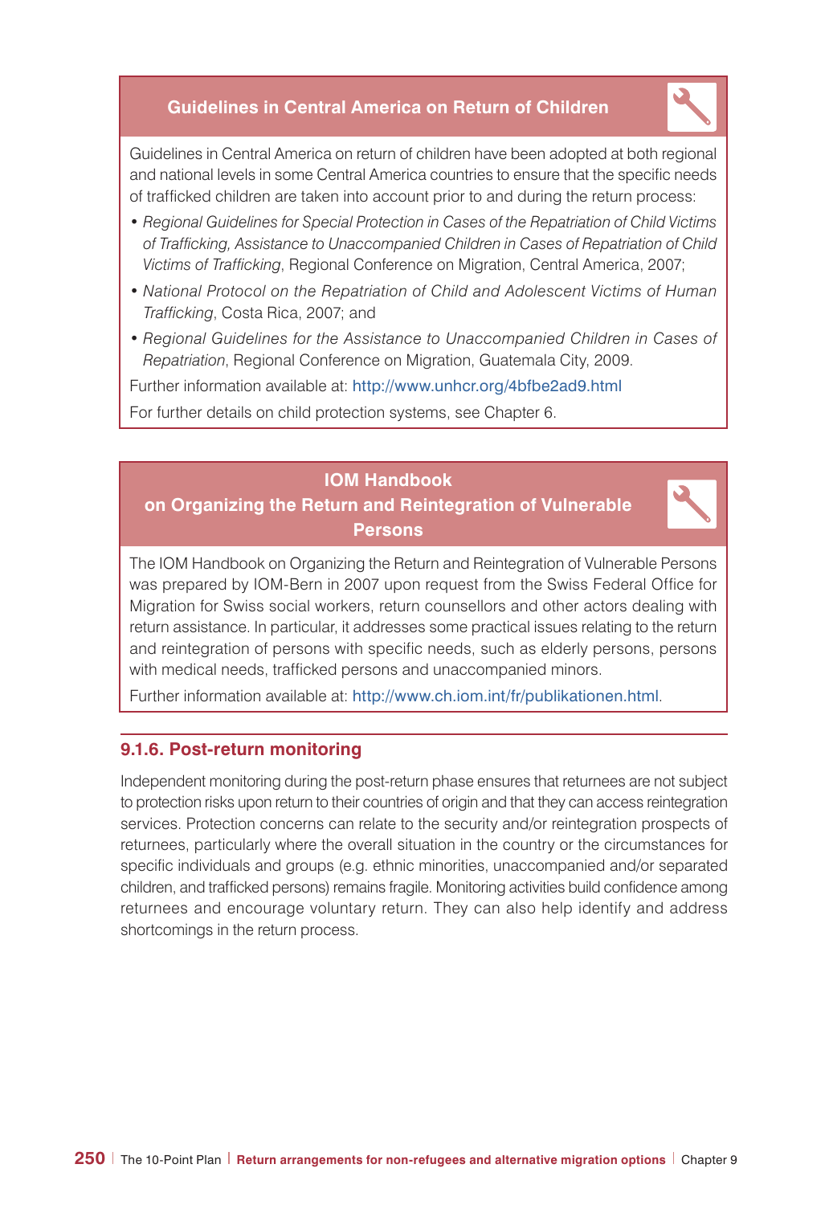**Guidelines in Central America on Return of Children**

Guidelines in Central America on return of children have been adopted at both regional and national levels in some Central America countries to ensure that the specific needs of trafficked children are taken into account prior to and during the return process:

- *Regional Guidelines for Special Protection in Cases of the Repatriation of Child Victims of Trafficking, Assistance to Unaccompanied Children in Cases of Repatriation of Child Victims of Trafficking*, Regional Conference on Migration, Central America, 2007;
- *National Protocol on the Repatriation of Child and Adolescent Victims of Human Trafficking*, Costa Rica, 2007; and
- *Regional Guidelines for the Assistance to Unaccompanied Children in Cases of Repatriation*, Regional Conference on Migration, Guatemala City, 2009.

Further information available at: http://www.unhcr.org/4bfbe2ad9.html

For further details on child protection systems, see Chapter 6.

**IOM Handbook on Organizing the Return and Reintegration of Vulnerable Persons**

The IOM Handbook on Organizing the Return and Reintegration of Vulnerable Persons was prepared by IOM-Bern in 2007 upon request from the Swiss Federal Office for Migration for Swiss social workers, return counsellors and other actors dealing with return assistance. In particular, it addresses some practical issues relating to the return and reintegration of persons with specific needs, such as elderly persons, persons with medical needs, trafficked persons and unaccompanied minors.

Further information available at: http://www.ch.iom.int/fr/publikationen.html.

### 9.1.6. Post-return monitoring

Independent monitoring during the post-return phase ensures that returnees are not subject to protection risks upon return to their countries of origin and that they can access reintegration services. Protection concerns can relate to the security and/or reintegration prospects of returnees, particularly where the overall situation in the country or the circumstances for specific individuals and groups (e.g. ethnic minorities, unaccompanied and/or separated children, and trafficked persons) remains fragile. Monitoring activities build confidence among returnees and encourage voluntary return. They can also help identify and address shortcomings in the return process.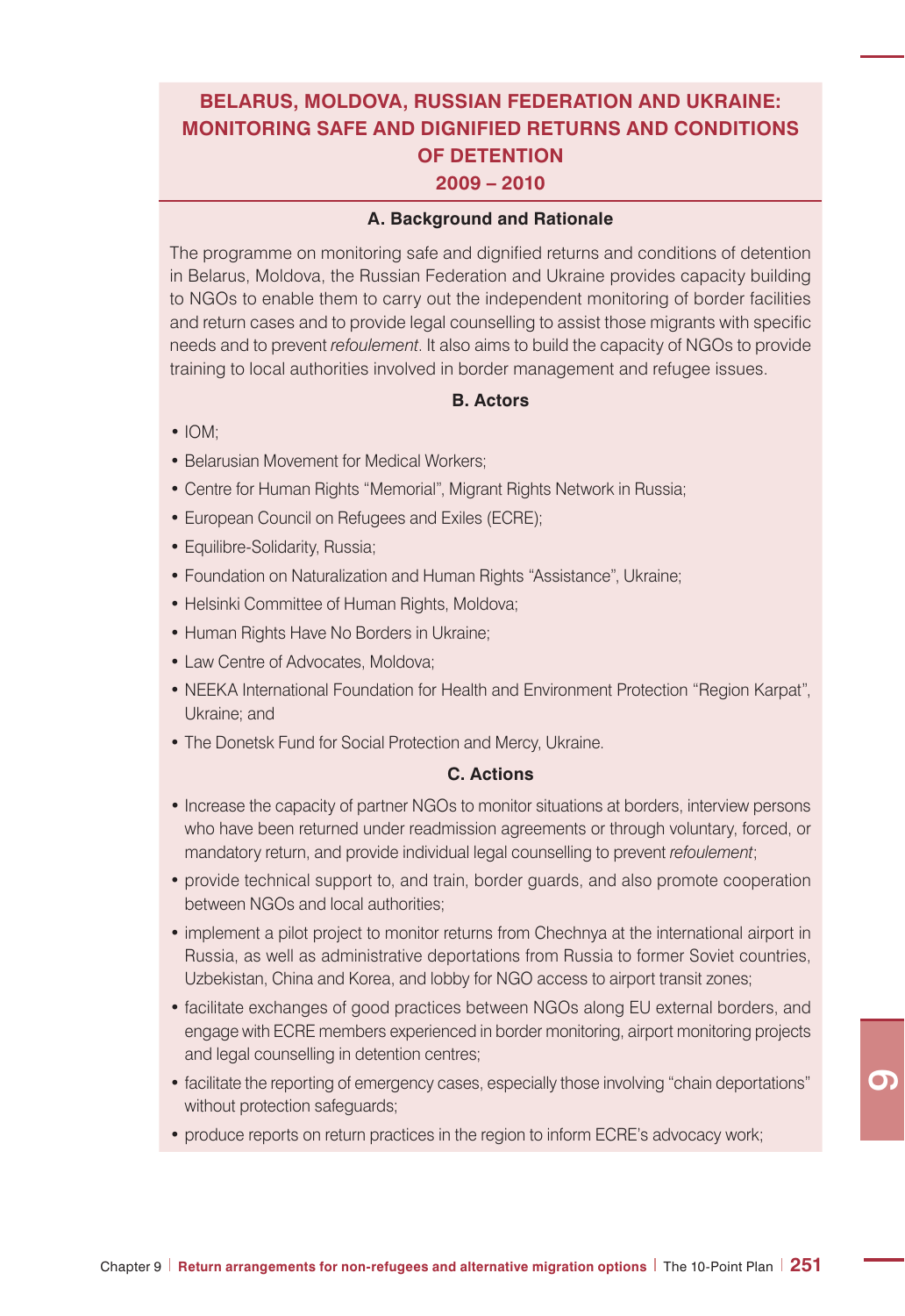## BELARUS, MOLDOVA, RUSSIAN FEDERATION AND UKRAINE: MONITORING SAFE AND DIGNIFIED RETURNS AND CONDITIONS OF DETENTION

### 2009 – 2010

#### A. Background and Rationale

The programme on monitoring safe and dignified returns and conditions of detention in Belarus, Moldova, the Russian Federation and Ukraine provides capacity building to NGOs to enable them to carry out the independent monitoring of border facilities and return cases and to provide legal counselling to assist those migrants with specific needs and to prevent *refoulement*. It also aims to build the capacity of NGOs to provide training to local authorities involved in border management and refugee issues.

#### B. Actors

- IOM;
- Belarusian Movement for Medical Workers;
- Centre for Human Rights "Memorial", Migrant Rights Network in Russia;
- European Council on Refugees and Exiles (ECRE);
- Equilibre-Solidarity, Russia;
- Foundation on Naturalization and Human Rights "Assistance", Ukraine;
- Helsinki Committee of Human Rights, Moldova;
- Human Rights Have No Borders in Ukraine;
- Law Centre of Advocates, Moldova;
- NEEKA International Foundation for Health and Environment Protection "Region Karpat", Ukraine; and
- The Donetsk Fund for Social Protection and Mercy, Ukraine.

#### C. Actions

- Increase the capacity of partner NGOs to monitor situations at borders, interview persons who have been returned under readmission agreements or through voluntary, forced, or mandatory return, and provide individual legal counselling to prevent *refoulement*;
- provide technical support to, and train, border guards, and also promote cooperation between NGOs and local authorities;
- implement a pilot project to monitor returns from Chechnya at the international airport in Russia, as well as administrative deportations from Russia to former Soviet countries, Uzbekistan, China and Korea, and lobby for NGO access to airport transit zones;
- facilitate exchanges of good practices between NGOs along EU external borders, and engage with ECRE members experienced in border monitoring, airport monitoring projects and legal counselling in detention centres;
- facilitate the reporting of emergency cases, especially those involving "chain deportations" without protection safeguards;
- produce reports on return practices in the region to inform ECRE's advocacy work;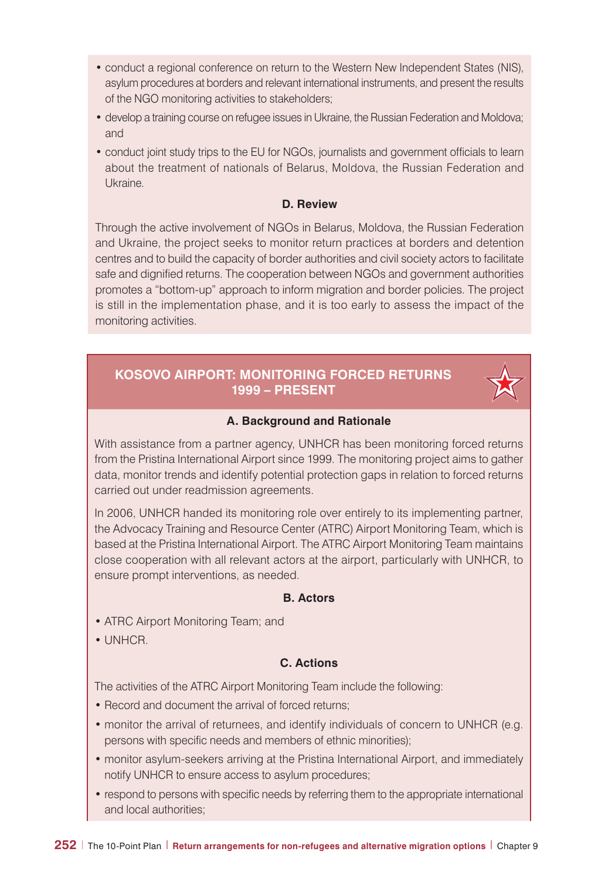- conduct a regional conference on return to the Western New Independent States (NIS), asylum procedures at borders and relevant international instruments, and present the results of the NGO monitoring activities to stakeholders;
- develop a training course on refugee issues in Ukraine, the Russian Federation and Moldova; and
- conduct joint study trips to the EU for NGOs, journalists and government officials to learn about the treatment of nationals of Belarus, Moldova, the Russian Federation and Ukraine.

**D. Review**

Through the active involvement of NGOs in Belarus, Moldova, the Russian Federation and Ukraine, the project seeks to monitor return practices at borders and detention centres and to build the capacity of border authorities and civil society actors to facilitate safe and dignified returns. The cooperation between NGOs and government authorities promotes a "bottom-up" approach to inform migration and border policies. The project is still in the implementation phase, and it is too early to assess the impact of the monitoring activities.

## KOSOVO AIRPORT: MONITORING FORCED RETURNS 1999 – PRESENT

**A. Background and Rationale**

With assistance from a partner agency, UNHCR has been monitoring forced returns from the Pristina International Airport since 1999. The monitoring project aims to gather data, monitor trends and identify potential protection gaps in relation to forced returns carried out under readmission agreements.

In 2006, UNHCR handed its monitoring role over entirely to its implementing partner, the Advocacy Training and Resource Center (ATRC) Airport Monitoring Team, which is based at the Pristina International Airport. The ATRC Airport Monitoring Team maintains close cooperation with all relevant actors at the airport, particularly with UNHCR, to ensure prompt interventions, as needed.

**B. Actors**

- ATRC Airport Monitoring Team; and
- UNHCR.

**C. Actions**

The activities of the ATRC Airport Monitoring Team include the following:

- Record and document the arrival of forced returns;
- monitor the arrival of returnees, and identify individuals of concern to UNHCR (e.g. persons with specific needs and members of ethnic minorities);
- monitor asylum-seekers arriving at the Pristina International Airport, and immediately notify UNHCR to ensure access to asylum procedures;
- respond to persons with specific needs by referring them to the appropriate international and local authorities;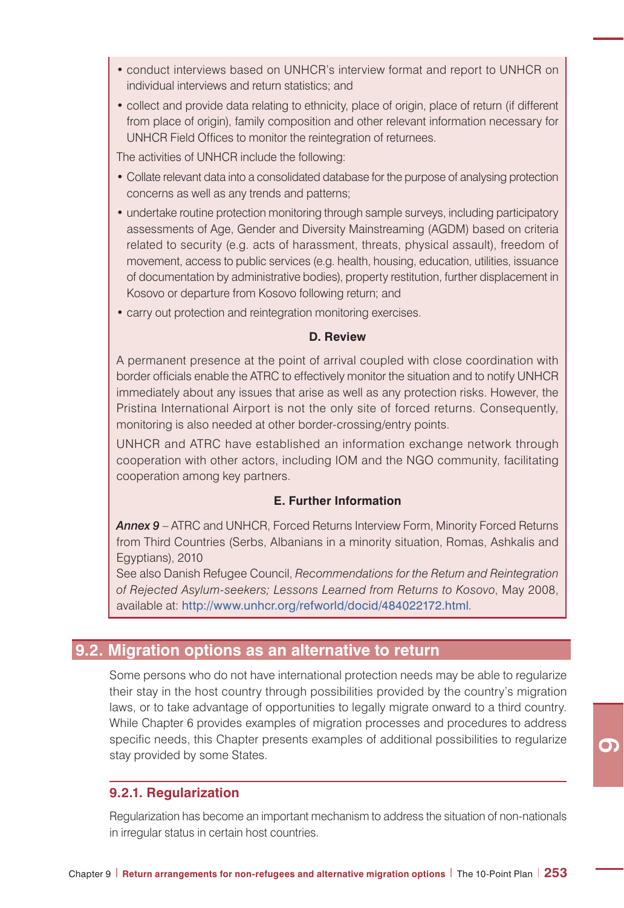- conduct interviews based on UNHCR's interview format and report to UNHCR on individual interviews and return statistics; and
- collect and provide data relating to ethnicity, place of origin, place of return (if different from place of origin), family composition and other relevant information necessary for UNHCR Field Offices to monitor the reintegration of returnees.

The activities of UNHCR include the following:

- Collate relevant data into a consolidated database for the purpose of analysing protection concerns as well as any trends and patterns;
- undertake routine protection monitoring through sample surveys, including participatory assessments of Age, Gender and Diversity Mainstreaming (AGDM) based on criteria related to security (e.g. acts of harassment, threats, physical assault), freedom of movement, access to public services (e.g. health, housing, education, utilities, issuance of documentation by administrative bodies), property restitution, further displacement in Kosovo or departure from Kosovo following return; and
- carry out protection and reintegration monitoring exercises.

**D. Review**

A permanent presence at the point of arrival coupled with close coordination with border officials enable the ATRC to effectively monitor the situation and to notify UNHCR immediately about any issues that arise as well as any protection risks. However, the Pristina International Airport is not the only site of forced returns. Consequently, monitoring is also needed at other border-crossing/entry points.

UNHCR and ATRC have established an information exchange network through cooperation with other actors, including IOM and the NGO community, facilitating cooperation among key partners.

**E. Further Information**

***Annex 9*** – ATRC and UNHCR, Forced Returns Interview Form, Minority Forced Returns from Third Countries (Serbs, Albanians in a minority situation, Romas, Ashkalis and Egyptians), 2010
See also Danish Refugee Council, *Recommendations for the Return and Reintegration of Rejected Asylum-seekers; Lessons Learned from Returns to Kosovo*, May 2008, available at: http://www.unhcr.org/refworld/docid/484022172.html.

## 9.2. Migration options as an alternative to return

Some persons who do not have international protection needs may be able to regularize their stay in the host country through possibilities provided by the country's migration laws, or to take advantage of opportunities to legally migrate onward to a third country. While Chapter 6 provides examples of migration processes and procedures to address specific needs, this Chapter presents examples of additional possibilities to regularize stay provided by some States.

### 9.2.1. Regularization

Regularization has become an important mechanism to address the situation of non-nationals in irregular status in certain host countries.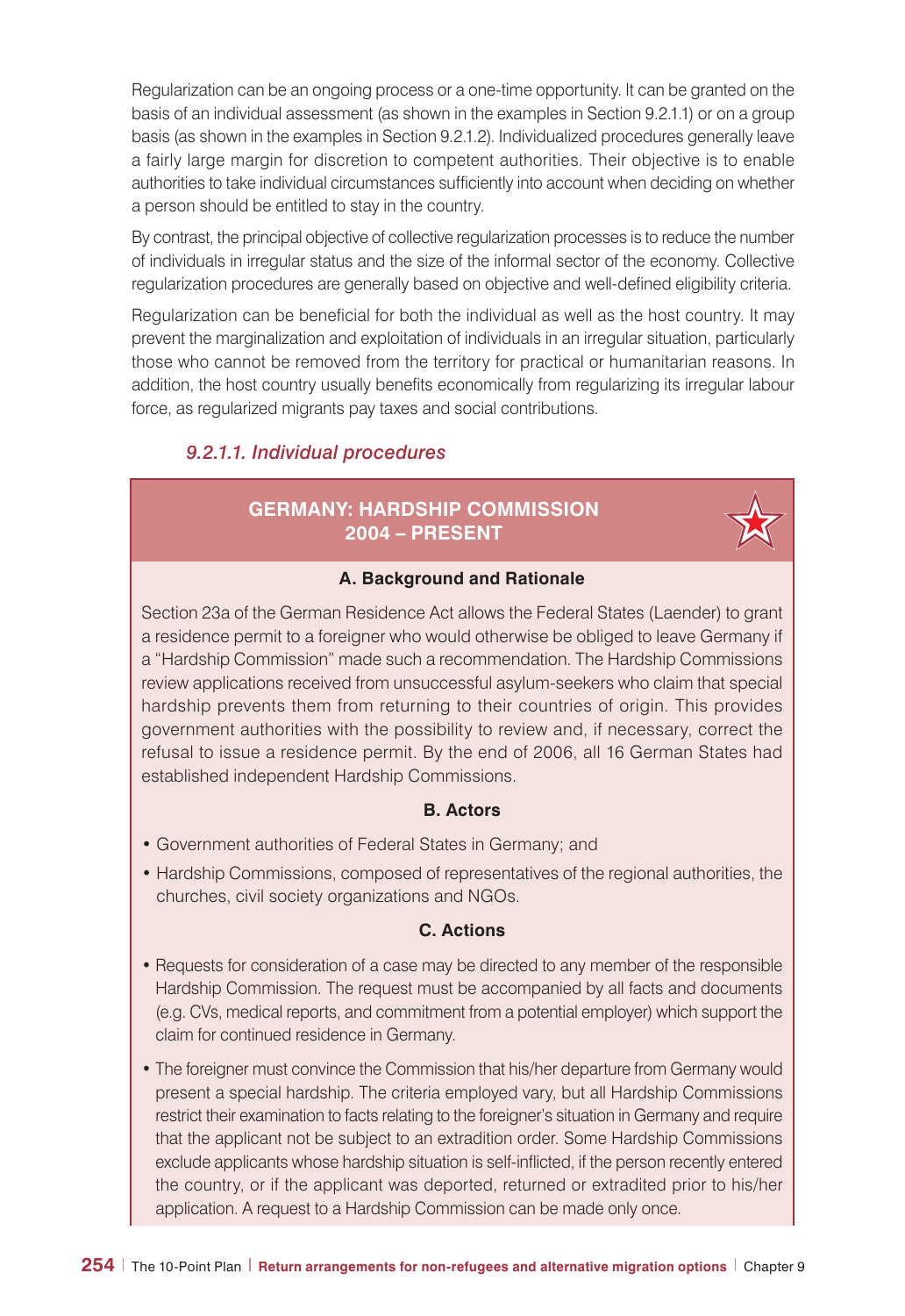Regularization can be an ongoing process or a one-time opportunity. It can be granted on the basis of an individual assessment (as shown in the examples in Section 9.2.1.1) or on a group basis (as shown in the examples in Section 9.2.1.2). Individualized procedures generally leave a fairly large margin for discretion to competent authorities. Their objective is to enable authorities to take individual circumstances sufficiently into account when deciding on whether a person should be entitled to stay in the country.

By contrast, the principal objective of collective regularization processes is to reduce the number of individuals in irregular status and the size of the informal sector of the economy. Collective regularization procedures are generally based on objective and well-defined eligibility criteria.

Regularization can be beneficial for both the individual as well as the host country. It may prevent the marginalization and exploitation of individuals in an irregular situation, particularly those who cannot be removed from the territory for practical or humanitarian reasons. In addition, the host country usually benefits economically from regularizing its irregular labour force, as regularized migrants pay taxes and social contributions.

#### *9.2.1.1. Individual procedures*

### GERMANY: HARDSHIP COMMISSION 2004 – PRESENT

**A. Background and Rationale**

Section 23a of the German Residence Act allows the Federal States (Laender) to grant a residence permit to a foreigner who would otherwise be obliged to leave Germany if a "Hardship Commission" made such a recommendation. The Hardship Commissions review applications received from unsuccessful asylum-seekers who claim that special hardship prevents them from returning to their countries of origin. This provides government authorities with the possibility to review and, if necessary, correct the refusal to issue a residence permit. By the end of 2006, all 16 German States had established independent Hardship Commissions.

**B. Actors**

- Government authorities of Federal States in Germany; and
- Hardship Commissions, composed of representatives of the regional authorities, the churches, civil society organizations and NGOs.

**C. Actions**

- Requests for consideration of a case may be directed to any member of the responsible Hardship Commission. The request must be accompanied by all facts and documents (e.g. CVs, medical reports, and commitment from a potential employer) which support the claim for continued residence in Germany.
- The foreigner must convince the Commission that his/her departure from Germany would present a special hardship. The criteria employed vary, but all Hardship Commissions restrict their examination to facts relating to the foreigner's situation in Germany and require that the applicant not be subject to an extradition order. Some Hardship Commissions exclude applicants whose hardship situation is self-inflicted, if the person recently entered the country, or if the applicant was deported, returned or extradited prior to his/her application. A request to a Hardship Commission can be made only once.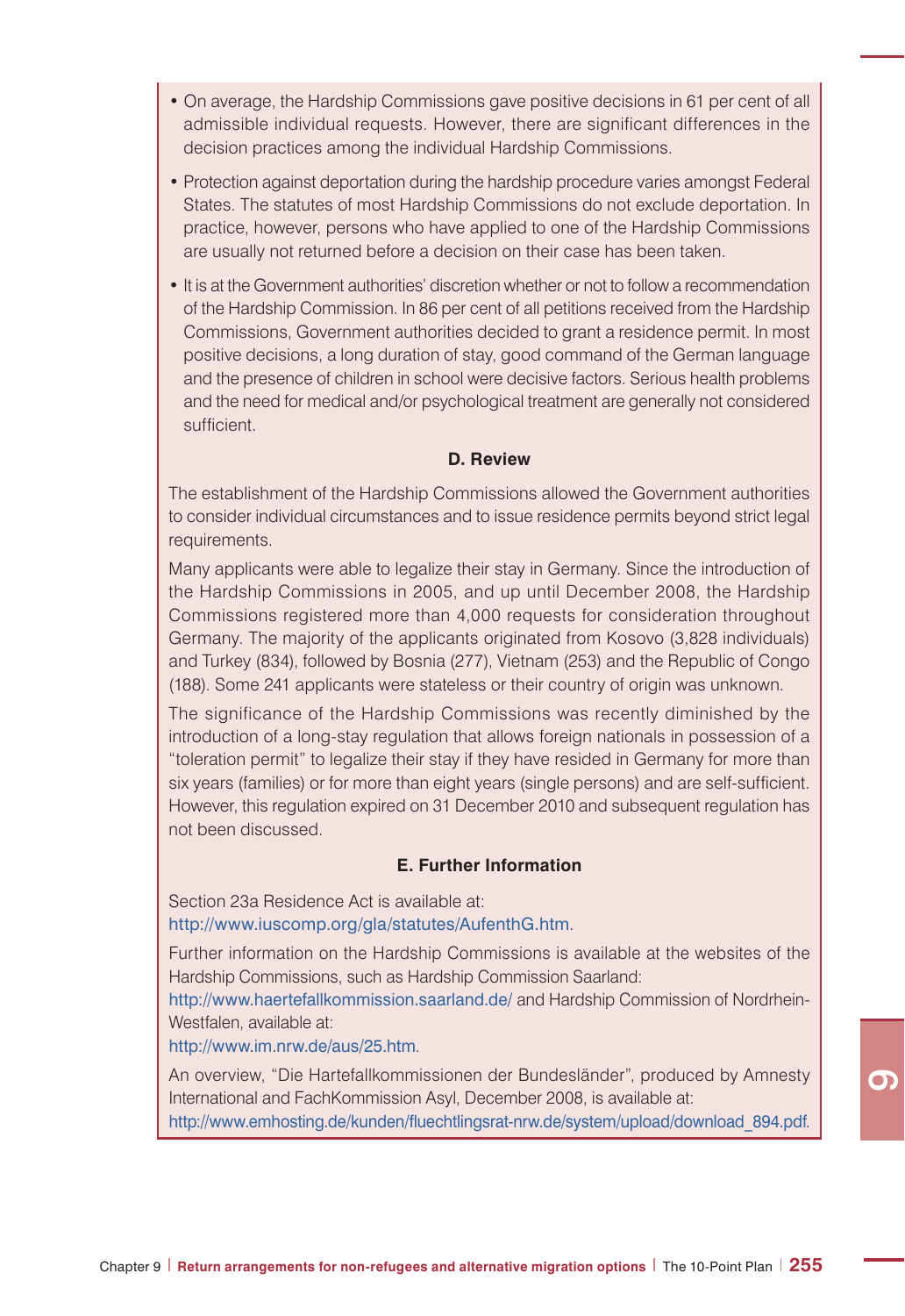- On average, the Hardship Commissions gave positive decisions in 61 per cent of all admissible individual requests. However, there are significant differences in the decision practices among the individual Hardship Commissions.
- Protection against deportation during the hardship procedure varies amongst Federal States. The statutes of most Hardship Commissions do not exclude deportation. In practice, however, persons who have applied to one of the Hardship Commissions are usually not returned before a decision on their case has been taken.
- It is at the Government authorities' discretion whether or not to follow a recommendation of the Hardship Commission. In 86 per cent of all petitions received from the Hardship Commissions, Government authorities decided to grant a residence permit. In most positive decisions, a long duration of stay, good command of the German language and the presence of children in school were decisive factors. Serious health problems and the need for medical and/or psychological treatment are generally not considered sufficient.

### D. Review

The establishment of the Hardship Commissions allowed the Government authorities to consider individual circumstances and to issue residence permits beyond strict legal requirements.

Many applicants were able to legalize their stay in Germany. Since the introduction of the Hardship Commissions in 2005, and up until December 2008, the Hardship Commissions registered more than 4,000 requests for consideration throughout Germany. The majority of the applicants originated from Kosovo (3,828 individuals) and Turkey (834), followed by Bosnia (277), Vietnam (253) and the Republic of Congo (188). Some 241 applicants were stateless or their country of origin was unknown.

The significance of the Hardship Commissions was recently diminished by the introduction of a long-stay regulation that allows foreign nationals in possession of a "toleration permit" to legalize their stay if they have resided in Germany for more than six years (families) or for more than eight years (single persons) and are self-sufficient. However, this regulation expired on 31 December 2010 and subsequent regulation has not been discussed.

### E. Further Information

Section 23a Residence Act is available at:
http://www.iuscomp.org/gla/statutes/AufenthG.htm.

Further information on the Hardship Commissions is available at the websites of the Hardship Commissions, such as Hardship Commission Saarland:
http://www.haertefallkommission.saarland.de/ and Hardship Commission of Nordrhein-Westfalen, available at:
http://www.im.nrw.de/aus/25.htm.

An overview, "Die Hartefallkommissionen der Bundesländer", produced by Amnesty International and FachKommission Asyl, December 2008, is available at:
http://www.emhosting.de/kunden/fluechtlingsrat-nrw.de/system/upload/download_894.pdf.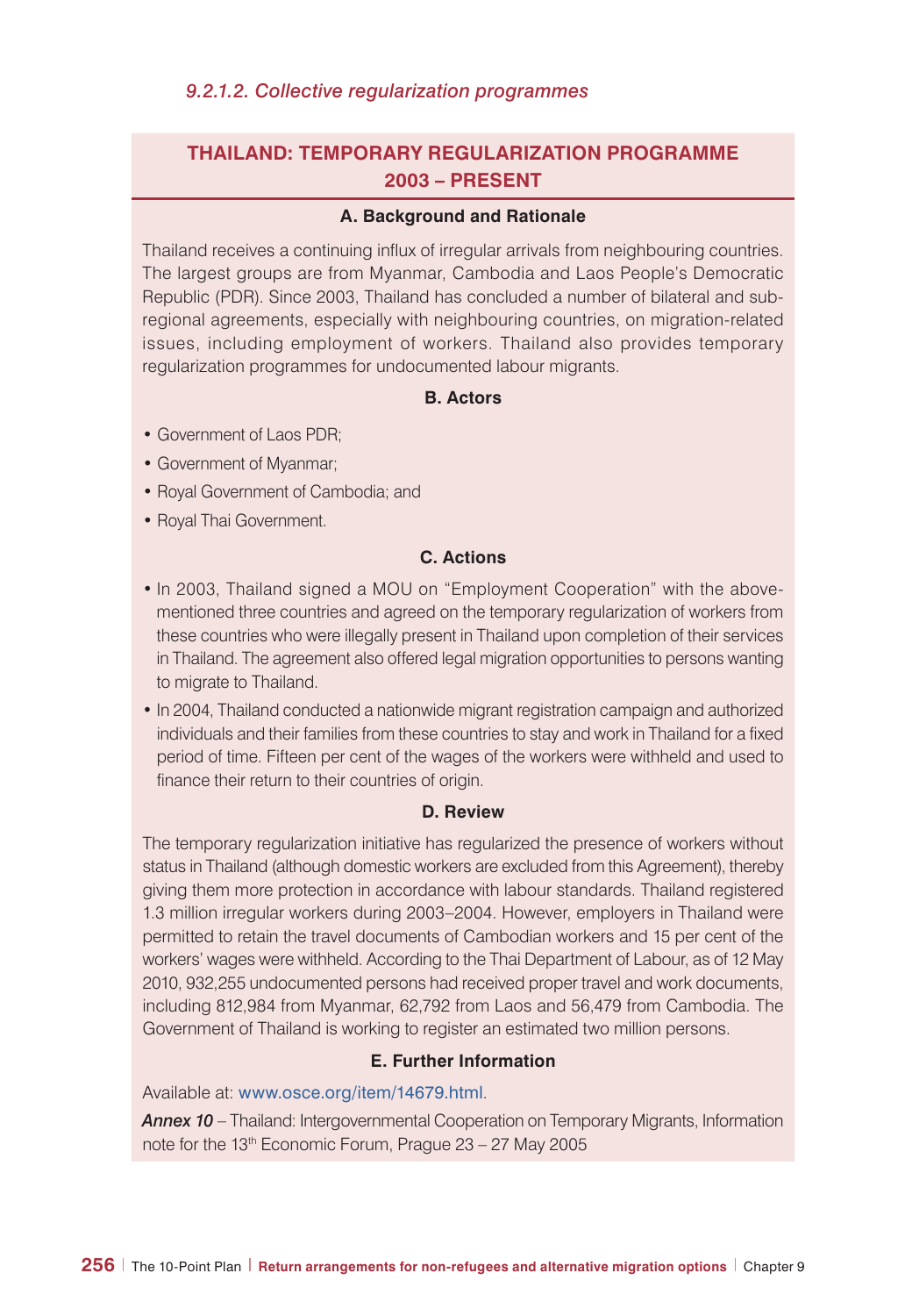#### *9.2.1.2. Collective regularization programmes*

## THAILAND: TEMPORARY REGULARIZATION PROGRAMME 2003 – PRESENT

**A. Background and Rationale**

Thailand receives a continuing influx of irregular arrivals from neighbouring countries. The largest groups are from Myanmar, Cambodia and Laos People's Democratic Republic (PDR). Since 2003, Thailand has concluded a number of bilateral and sub-regional agreements, especially with neighbouring countries, on migration-related issues, including employment of workers. Thailand also provides temporary regularization programmes for undocumented labour migrants.

**B. Actors**

- Government of Laos PDR;
- Government of Myanmar;
- Royal Government of Cambodia; and
- Royal Thai Government.

**C. Actions**

- In 2003, Thailand signed a MOU on "Employment Cooperation" with the above-mentioned three countries and agreed on the temporary regularization of workers from these countries who were illegally present in Thailand upon completion of their services in Thailand. The agreement also offered legal migration opportunities to persons wanting to migrate to Thailand.
- In 2004, Thailand conducted a nationwide migrant registration campaign and authorized individuals and their families from these countries to stay and work in Thailand for a fixed period of time. Fifteen per cent of the wages of the workers were withheld and used to finance their return to their countries of origin.

**D. Review**

The temporary regularization initiative has regularized the presence of workers without status in Thailand (although domestic workers are excluded from this Agreement), thereby giving them more protection in accordance with labour standards. Thailand registered 1.3 million irregular workers during 2003–2004. However, employers in Thailand were permitted to retain the travel documents of Cambodian workers and 15 per cent of the workers' wages were withheld. According to the Thai Department of Labour, as of 12 May 2010, 932,255 undocumented persons had received proper travel and work documents, including 812,984 from Myanmar, 62,792 from Laos and 56,479 from Cambodia. The Government of Thailand is working to register an estimated two million persons.

**E. Further Information**

Available at: www.osce.org/item/14679.html.

***Annex 10*** – Thailand: Intergovernmental Cooperation on Temporary Migrants, Information note for the 13th Economic Forum, Prague 23 – 27 May 2005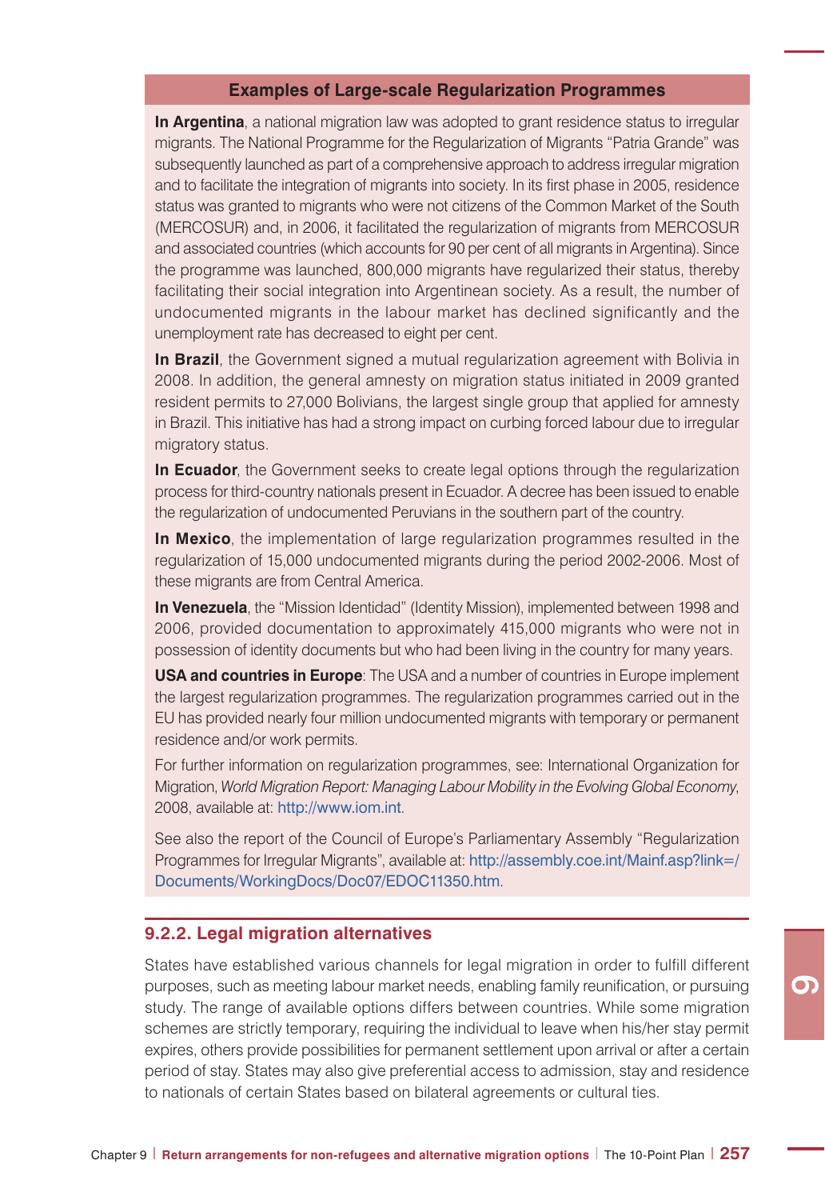### Examples of Large-scale Regularization Programmes

**In Argentina**, a national migration law was adopted to grant residence status to irregular migrants. The National Programme for the Regularization of Migrants "Patria Grande" was subsequently launched as part of a comprehensive approach to address irregular migration and to facilitate the integration of migrants into society. In its first phase in 2005, residence status was granted to migrants who were not citizens of the Common Market of the South (MERCOSUR) and, in 2006, it facilitated the regularization of migrants from MERCOSUR and associated countries (which accounts for 90 per cent of all migrants in Argentina). Since the programme was launched, 800,000 migrants have regularized their status, thereby facilitating their social integration into Argentinean society. As a result, the number of undocumented migrants in the labour market has declined significantly and the unemployment rate has decreased to eight per cent.

**In Brazil**, the Government signed a mutual regularization agreement with Bolivia in 2008. In addition, the general amnesty on migration status initiated in 2009 granted resident permits to 27,000 Bolivians, the largest single group that applied for amnesty in Brazil. This initiative has had a strong impact on curbing forced labour due to irregular migratory status.

**In Ecuador**, the Government seeks to create legal options through the regularization process for third-country nationals present in Ecuador. A decree has been issued to enable the regularization of undocumented Peruvians in the southern part of the country.

**In Mexico**, the implementation of large regularization programmes resulted in the regularization of 15,000 undocumented migrants during the period 2002-2006. Most of these migrants are from Central America.

**In Venezuela**, the "Mission Identidad" (Identity Mission), implemented between 1998 and 2006, provided documentation to approximately 415,000 migrants who were not in possession of identity documents but who had been living in the country for many years.

**USA and countries in Europe**: The USA and a number of countries in Europe implement the largest regularization programmes. The regularization programmes carried out in the EU has provided nearly four million undocumented migrants with temporary or permanent residence and/or work permits.

For further information on regularization programmes, see: International Organization for Migration, *World Migration Report: Managing Labour Mobility in the Evolving Global Economy*, 2008, available at: http://www.iom.int.

See also the report of the Council of Europe's Parliamentary Assembly "Regularization Programmes for Irregular Migrants", available at: http://assembly.coe.int/Mainf.asp?link=/Documents/WorkingDocs/Doc07/EDOC11350.htm.

### 9.2.2. Legal migration alternatives

States have established various channels for legal migration in order to fulfill different purposes, such as meeting labour market needs, enabling family reunification, or pursuing study. The range of available options differs between countries. While some migration schemes are strictly temporary, requiring the individual to leave when his/her stay permit expires, others provide possibilities for permanent settlement upon arrival or after a certain period of stay. States may also give preferential access to admission, stay and residence to nationals of certain States based on bilateral agreements or cultural ties.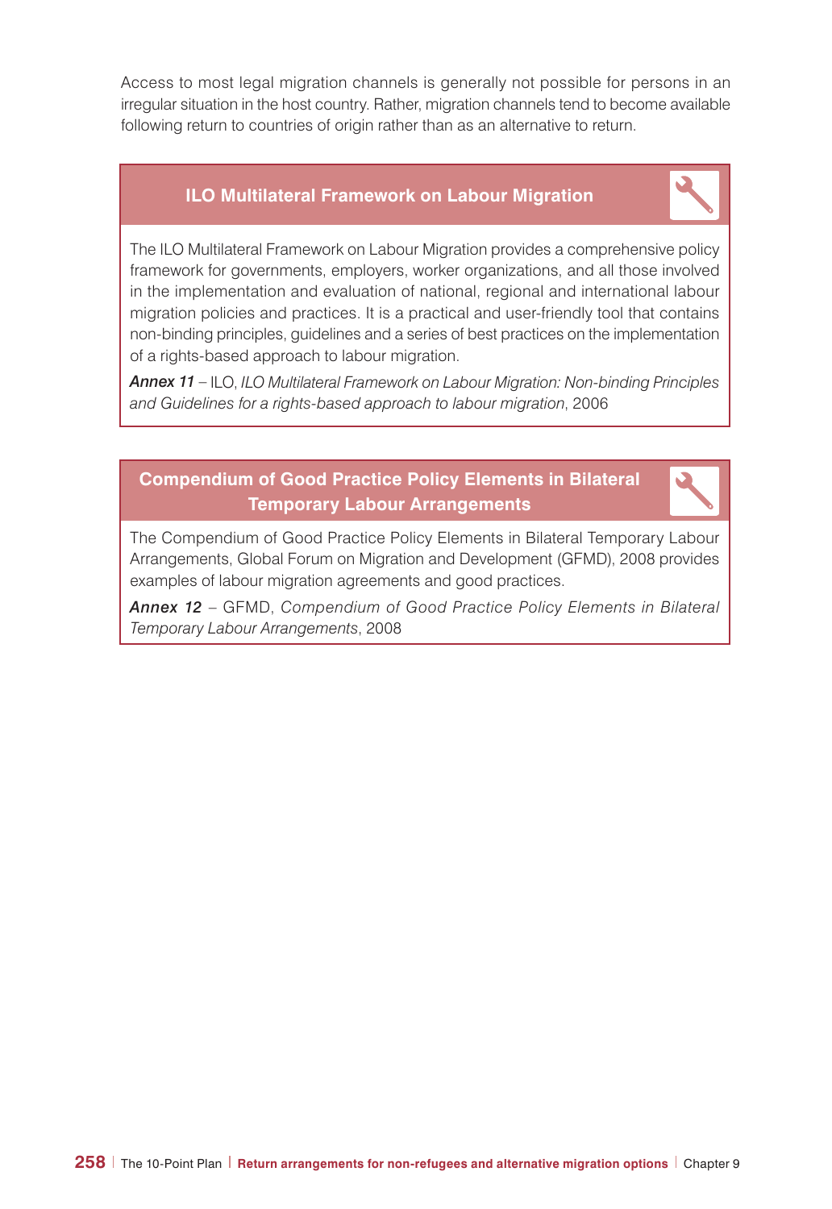Access to most legal migration channels is generally not possible for persons in an irregular situation in the host country. Rather, migration channels tend to become available following return to countries of origin rather than as an alternative to return.

### ILO Multilateral Framework on Labour Migration

The ILO Multilateral Framework on Labour Migration provides a comprehensive policy framework for governments, employers, worker organizations, and all those involved in the implementation and evaluation of national, regional and international labour migration policies and practices. It is a practical and user-friendly tool that contains non-binding principles, guidelines and a series of best practices on the implementation of a rights-based approach to labour migration.

***Annex 11*** – ILO, *ILO Multilateral Framework on Labour Migration: Non-binding Principles and Guidelines for a rights-based approach to labour migration*, 2006

### Compendium of Good Practice Policy Elements in Bilateral Temporary Labour Arrangements

The Compendium of Good Practice Policy Elements in Bilateral Temporary Labour Arrangements, Global Forum on Migration and Development (GFMD), 2008 provides examples of labour migration agreements and good practices.

***Annex 12*** – GFMD, *Compendium of Good Practice Policy Elements in Bilateral Temporary Labour Arrangements*, 2008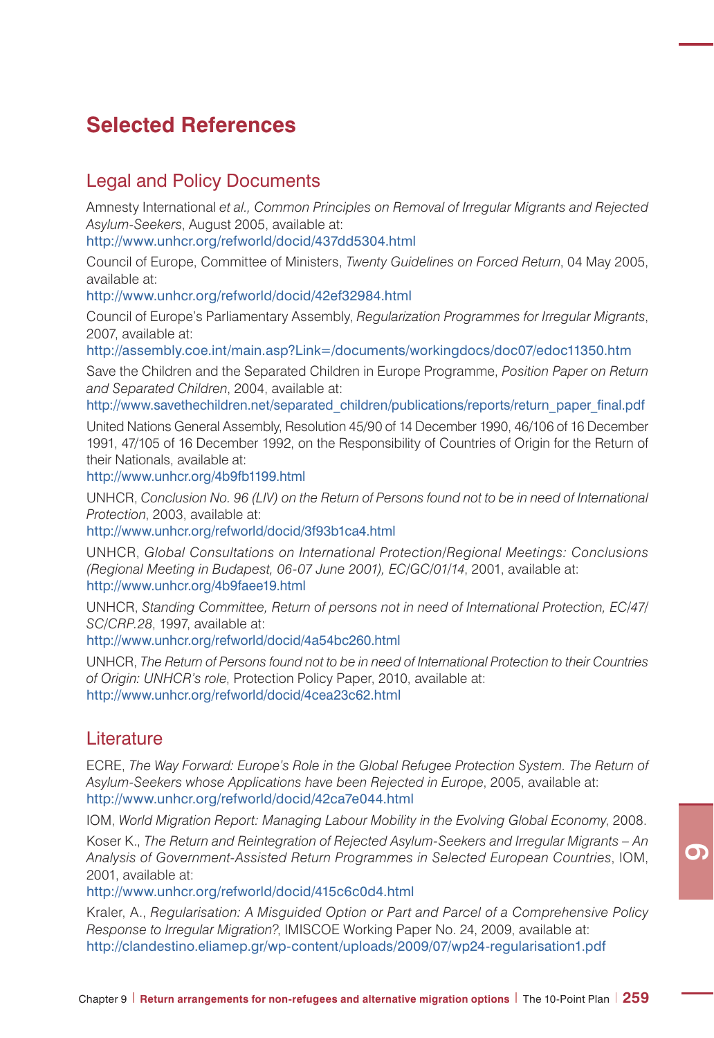## Selected References

### Legal and Policy Documents

Amnesty International *et al., Common Principles on Removal of Irregular Migrants and Rejected Asylum-Seekers*, August 2005, available at:
http://www.unhcr.org/refworld/docid/437dd5304.html

Council of Europe, Committee of Ministers, *Twenty Guidelines on Forced Return*, 04 May 2005, available at:
http://www.unhcr.org/refworld/docid/42ef32984.html

Council of Europe's Parliamentary Assembly, *Regularization Programmes for Irregular Migrants*, 2007, available at:
http://assembly.coe.int/main.asp?Link=/documents/workingdocs/doc07/edoc11350.htm

Save the Children and the Separated Children in Europe Programme, *Position Paper on Return and Separated Children*, 2004, available at:
http://www.savethechildren.net/separated_children/publications/reports/return_paper_final.pdf

United Nations General Assembly, Resolution 45/90 of 14 December 1990, 46/106 of 16 December 1991, 47/105 of 16 December 1992, on the Responsibility of Countries of Origin for the Return of their Nationals, available at:
http://www.unhcr.org/4b9fb1199.html

UNHCR, *Conclusion No. 96 (LIV) on the Return of Persons found not to be in need of International Protection*, 2003, available at:
http://www.unhcr.org/refworld/docid/3f93b1ca4.html

UNHCR, *Global Consultations on International Protection/Regional Meetings: Conclusions (Regional Meeting in Budapest, 06-07 June 2001), EC/GC/01/14*, 2001, available at:
http://www.unhcr.org/4b9faee19.html

UNHCR, *Standing Committee, Return of persons not in need of International Protection, EC/47/SC/CRP.28*, 1997, available at:
http://www.unhcr.org/refworld/docid/4a54bc260.html

UNHCR, *The Return of Persons found not to be in need of International Protection to their Countries of Origin: UNHCR's role*, Protection Policy Paper, 2010, available at:
http://www.unhcr.org/refworld/docid/4cea23c62.html

### Literature

ECRE, *The Way Forward: Europe's Role in the Global Refugee Protection System. The Return of Asylum-Seekers whose Applications have been Rejected in Europe*, 2005, available at:
http://www.unhcr.org/refworld/docid/42ca7e044.html

IOM, *World Migration Report: Managing Labour Mobility in the Evolving Global Economy*, 2008.

Koser K., *The Return and Reintegration of Rejected Asylum-Seekers and Irregular Migrants – An Analysis of Government-Assisted Return Programmes in Selected European Countries*, IOM, 2001, available at:
http://www.unhcr.org/refworld/docid/415c6c0d4.html

Kraler, A., *Regularisation: A Misguided Option or Part and Parcel of a Comprehensive Policy Response to Irregular Migration?*, IMISCOE Working Paper No. 24, 2009, available at:
http://clandestino.eliamep.gr/wp-content/uploads/2009/07/wp24-regularisation1.pdf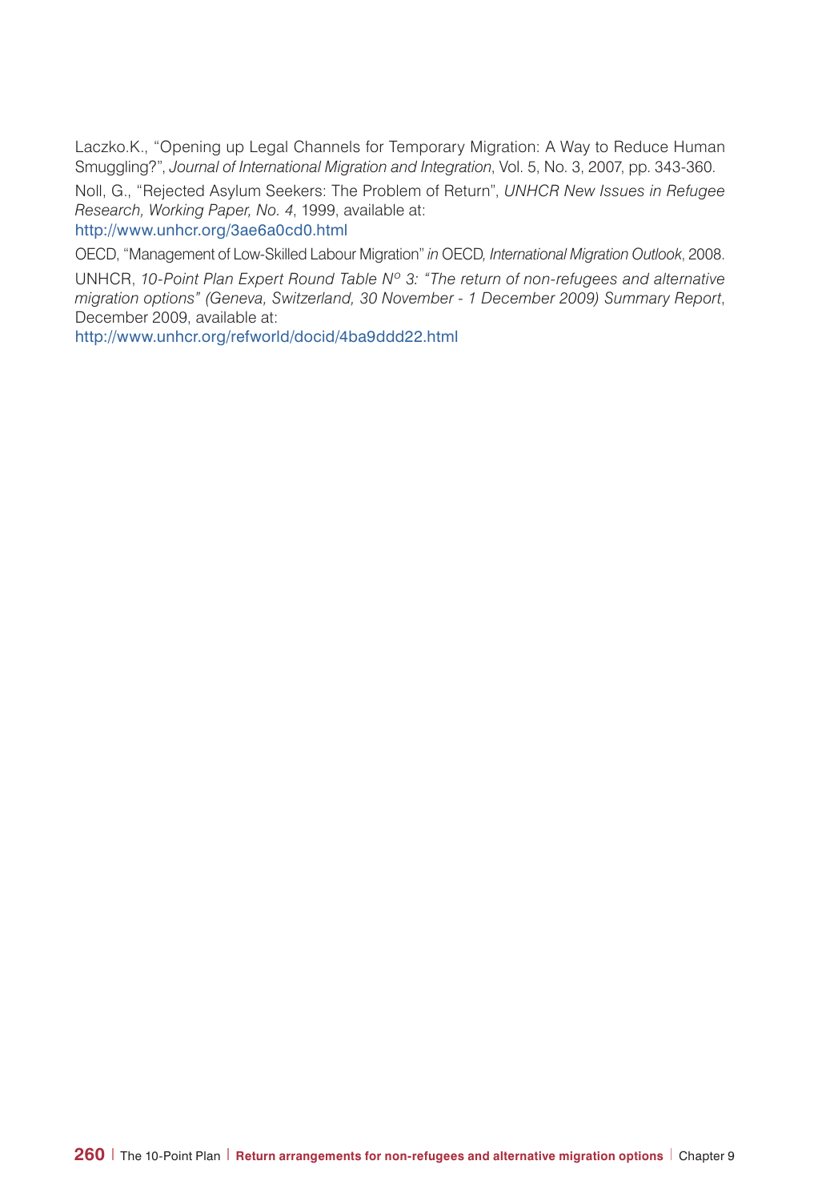Laczko.K., "Opening up Legal Channels for Temporary Migration: A Way to Reduce Human Smuggling?", *Journal of International Migration and Integration*, Vol. 5, No. 3, 2007, pp. 343-360.

Noll, G., "Rejected Asylum Seekers: The Problem of Return", *UNHCR New Issues in Refugee Research, Working Paper, No. 4*, 1999, available at:
http://www.unhcr.org/3ae6a0cd0.html

OECD, "Management of Low-Skilled Labour Migration" *in* OECD*, International Migration Outlook*, 2008.

UNHCR, *10-Point Plan Expert Round Table N^o^ 3: "The return of non-refugees and alternative migration options" (Geneva, Switzerland, 30 November - 1 December 2009) Summary Report*, December 2009, available at:
http://www.unhcr.org/refworld/docid/4ba9ddd22.html